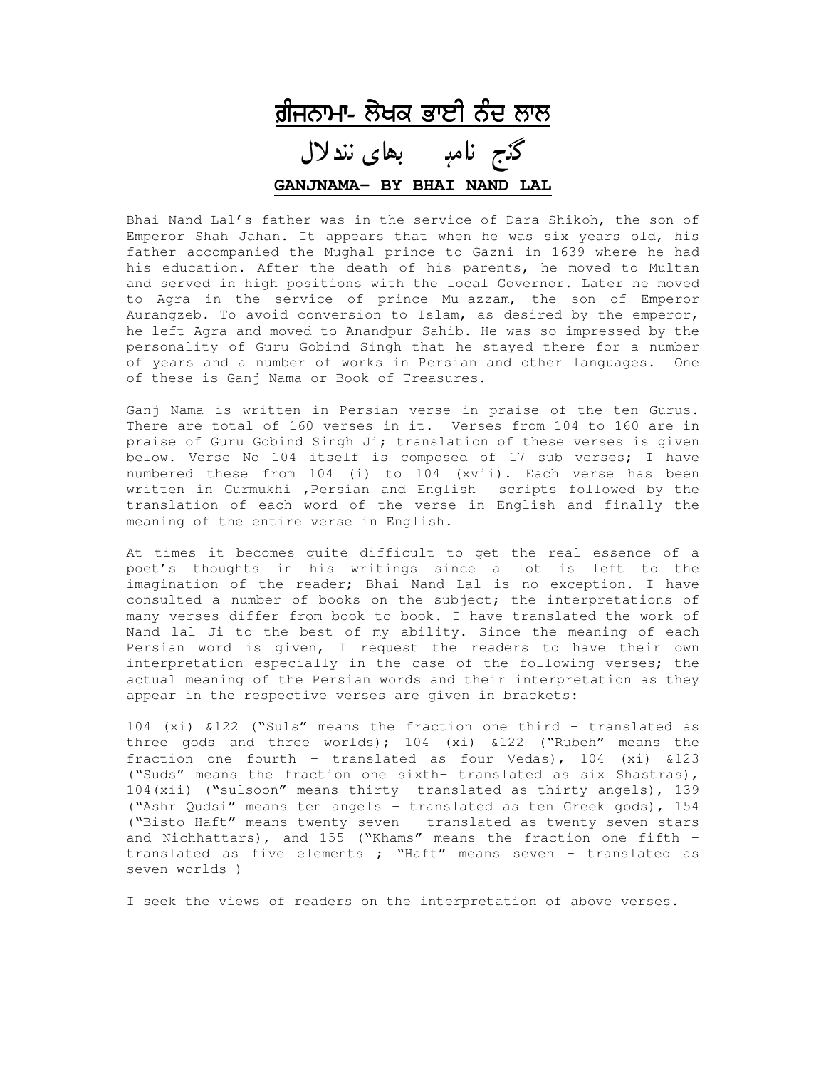# ਗੰਜਨਾਮਾ- ਲੇਖਕ ਭਾਈ ਨੰਦ ਲਾਲ

# گنج نامہ بھای نندلال

## GANJNAMA- BY BHAI NAND LAL

Bhai Nand Lal's father was in the service of Dara Shikoh, the son of Emperor Shah Jahan. It appears that when he was six years old, his father accompanied the Mughal prince to Gazni in 1639 where he had his education. After the death of his parents, he moved to Multan and served in high positions with the local Governor. Later he moved to Agra in the service of prince Mu-azzam, the son of Emperor Aurangzeb. To avoid conversion to Islam, as desired by the emperor, he left Agra and moved to Anandpur Sahib. He was so impressed by the personality of Guru Gobind Singh that he stayed there for a number of years and a number of works in Persian and other languages. One of these is Ganj Nama or Book of Treasures.

Ganj Nama is written in Persian verse in praise of the ten Gurus. There are total of 160 verses in it. Verses from 104 to 160 are in praise of Guru Gobind Singh Ji; translation of these verses is given below. Verse No 104 itself is composed of 17 sub verses; I have numbered these from 104 (i) to 104 (xvii). Each verse has been written in Gurmukhi ,Persian and English scripts followed by the translation of each word of the verse in English and finally the meaning of the entire verse in English.

At times it becomes quite difficult to get the real essence of a poet's thoughts in his writings since a lot is left to the imagination of the reader; Bhai Nand Lal is no exception. I have consulted a number of books on the subject; the interpretations of many verses differ from book to book. I have translated the work of Nand lal Ji to the best of my ability. Since the meaning of each Persian word is given, I request the readers to have their own interpretation especially in the case of the following verses; the actual meaning of the Persian words and their interpretation as they appear in the respective verses are given in brackets:

104 (xi) &122 ("Suls" means the fraction one third – translated as three gods and three worlds); 104 (xi) &122 ("Rubeh" means the fraction one fourth – translated as four Vedas), 104 (xi) &123 ("Suds" means the fraction one sixth– translated as six Shastras), 104(xii) ("sulsoon" means thirty– translated as thirty angels), 139 ("Ashr Qudsi" means ten angels – translated as ten Greek gods), 154 ("Bisto Haft" means twenty seven – translated as twenty seven stars and Nichhattars), and 155 ("Khams" means the fraction one fifth – translated as five elements ; "Haft" means seven – translated as seven worlds )

I seek the views of readers on the interpretation of above verses.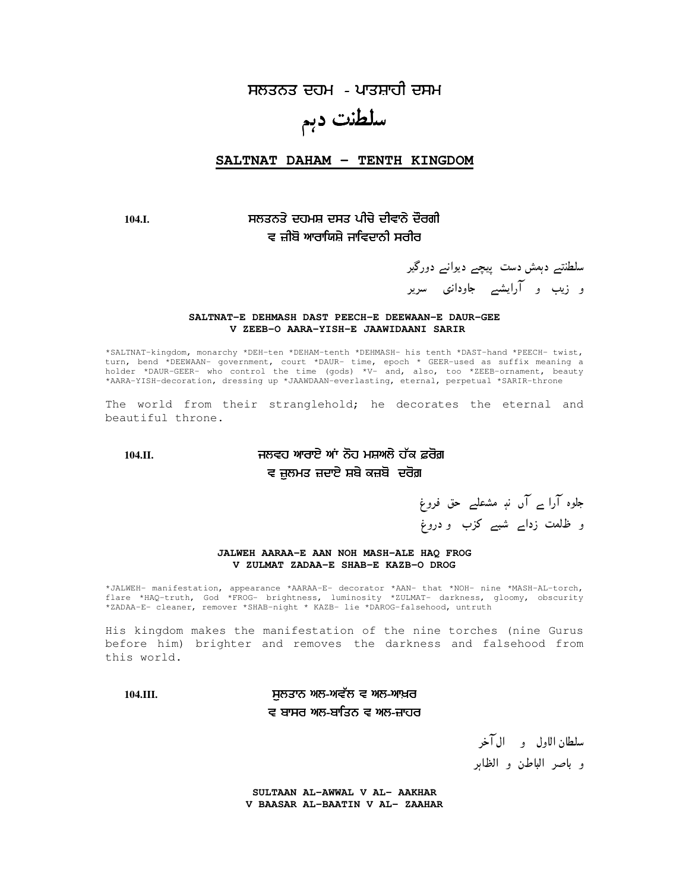# ਸਲਤਨਤ ਦਹਮ - ਪਾਤਸ਼ਾਹੀ ਦਸਮ

# سلطنت دہم

## SALTNAT DAHAM – TENTH KINGDOM

**104.I.**

ਸਲਤਨਤੇ ਦਹਮਸ਼ ਦਸਤ ਪੀਚੇ ਦੀਵਾਨੇ ਦੌਰਗੀ
ਵ ਜ਼ੀਬੋ ਆਰਾਯਿਸ਼ੇ ਜਾਵਿਦਾਨੀ ਸਰੀਰ

سلطنتے دہمش دست پیچے دیوانے دورگیر
و زیب و آرایشے جاودانی سریر

**SALTNAT-E DEHMASH DAST PEECH-E DEEWAAN-E DAUR-GEE**
**V ZEEB-O AARA-YISH-E JAAWIDAANI SARIR**

*SALTNAT-kingdom, monarchy *DEH-ten *DEHAM-tenth *DEHMASH- his tenth *DAST-hand *PEECH- twist, turn, bend *DEEWAAN- government, court *DAUR- time, epoch * GEER-used as suffix meaning a holder *DAUR-GEER- who control the time (gods) *V- and, also, too *ZEEB-ornament, beauty *AARA-YISH-decoration, dressing up *JAAWDAAN-everlasting, eternal, perpetual *SARIR-throne

The world from their stranglehold; he decorates the eternal and beautiful throne.

**104.II.**

ਜਲਵਹ ਆਰਾਏ ਆਂ ਨੋਹ ਮਸ਼ਅਲੇ ਹੱਕ ਫ਼ਰੋਗ਼
ਵ ਜ਼ੁਲਮਤ ਜ਼ਦਾਏ ਸ਼ਬੇ ਕਜ਼ਬੋ ਦਰੋਗ਼

جلوہ آرا ے آں نہ مشعلے حق فروغ
و ظلمت زدایے شبے کزب و دروغ

**JALWEH AARAA-E AAN NOH MASH-ALE HAQ FROG**
**V ZULMAT ZADAA-E SHAB-E KAZB-O DROG**

*JALWEH- manifestation, appearance *AARAA-E- decorator *AAN- that *NOH- nine *MASH-AL-torch, flare *HAQ-truth, God *FROG- brightness, luminosity *ZULMAT- darkness, gloomy, obscurity *ZADAA-E- cleaner, remover *SHAB-night * KAZB- lie *DAROG-falsehood, untruth

His kingdom makes the manifestation of the nine torches (nine Gurus before him) brighter and removes the darkness and falsehood from this world.

**104.III.**

ਸੁਲਤਾਨ ਅਲ-ਅਵੱਲ ਵ ਅਲ-ਆਖ਼ਰ
ਵ ਬਾਸਰ ਅਲ-ਬਾਤਿਨ ਵ ਅਲ-ਜ਼ਾਹਰ

سلطان الاول و ال آخر
و باصر الباطن و الظاہر

**SULTAAN AL-AWWAL V AL- AAKHAR**
**V BAASAR AL-BAATIN V AL- ZAAHAR**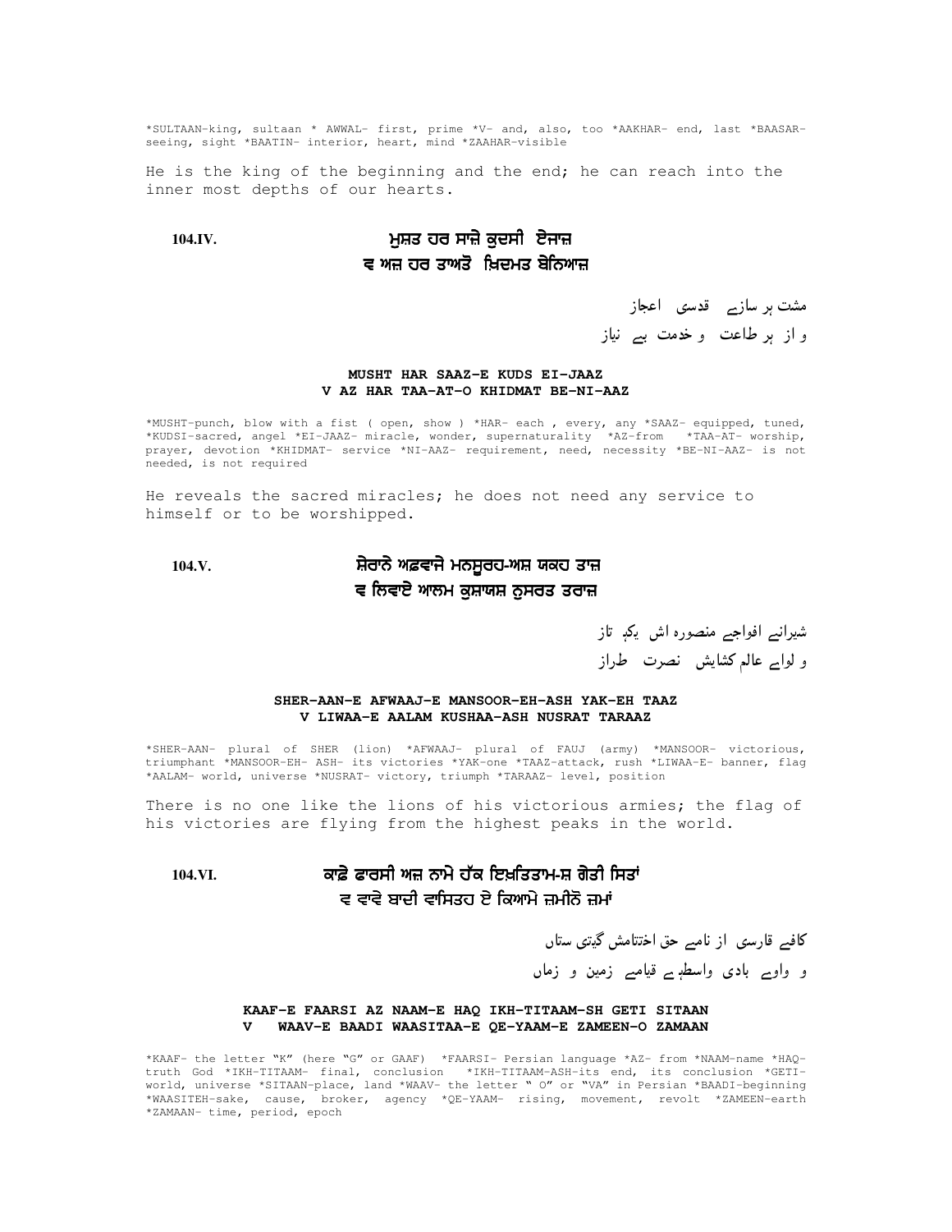*SULTAAN-king, sultaan * AWWAL- first, prime *V- and, also, too *AAKHAR- end, last *BAASAR- seeing, sight *BAATIN- interior, heart, mind *ZAAHAR-visible

He is the king of the beginning and the end; he can reach into the inner most depths of our hearts.

**104.IV.**

**ਮੁਸ਼ਤ ਹਰ ਸਾਜ਼ੇ ਕੁਦਸੀ ਏਜਾਜ਼**
**ਵ ਅਜ਼ ਹਰ ਤਾਅਤੋ ਖ਼ਿਦਮਤ ਬੇਨਿਆਜ਼**

مشت ہر سازے قدسی اعجاز
و از ہر طاعت و خدمت بے نیاز

**MUSHT HAR SAAZ-E KUDS EI-JAAZ**
**V AZ HAR TAA-AT-O KHIDMAT BE-NI-AAZ**

*MUSHT-punch, blow with a fist ( open, show ) *HAR- each , every, any *SAAZ- equipped, tuned, *KUDSI-sacred, angel *EI-JAAZ- miracle, wonder, supernaturality *AZ-from *TAA-AT- worship, prayer, devotion *KHIDMAT- service *NI-AAZ- requirement, need, necessity *BE-NI-AAZ- is not needed, is not required

He reveals the sacred miracles; he does not need any service to himself or to be worshipped.

**104.V.**

**ਸ਼ੇਰਾਨੇ ਅਫ਼ਵਾਜੇ ਮਨਸੂਰਹ-ਅਸ਼ ਯਕਹ ਤਾਜ਼**
**ਵ ਲਿਵਾਏ ਆਲਮ ਕੁਸ਼ਾਯਸ਼ ਨੁਸਰਤ ਤਰਾਜ਼**

شیرانے افواجے منصورہ اش یکہ تاز
و لوائے عالم کشایش نصرت طراز

**SHER-AAN-E AFWAAJ-E MANSOOR-EH-ASH YAK-EH TAAZ**
**V LIWAA-E AALAM KUSHAA-ASH NUSRAT TARAAZ**

*SHER-AAN- plural of SHER (lion) *AFWAAJ- plural of FAUJ (army) *MANSOOR- victorious, triumphant *MANSOOR-EH- ASH- its victories *YAK-one *TAAZ-attack, rush *LIWAA-E- banner, flag *AALAM- world, universe *NUSRAT- victory, triumph *TARAAZ- level, position

There is no one like the lions of his victorious armies; the flag of his victories are flying from the highest peaks in the world.

**104.VI.**

**ਕਾਫ਼ੇ ਫਾਰਸੀ ਅਜ਼ ਨਾਮੇ ਹੱਕ ਇਖ਼ਤਿਤਾਮ-ਸ਼ ਗੇਤੀ ਸਿਤਾਂ**
**ਵ ਵਾਵੇ ਬਾਦੀ ਵਾਸਿਤਹ ਏ ਕਿਆਮੇ ਜ਼ਮੀਨੋ ਜ਼ਮਾਂ**

کافے فارسی از نامے حق اختتامش گیتی ستاں
و واوے بادی واسطہ ے قیامے زمین و زماں

**KAAF-E FAARSI AZ NAAM-E HAQ IKH-TITAAM-SH GETI SITAAN**
**V WAAV-E BAADI WAASITAA-E QE-YAAM-E ZAMEEN-O ZAMAAN**

*KAAF- the letter "K" (here "G" or GAAF) *FAARSI- Persian language *AZ- from *NAAM-name *HAQ- truth God *IKH-TITAAM- final, conclusion *IKH-TITAAM-ASH-its end, its conclusion *GETI- world, universe *SITAAN-place, land *WAAV- the letter " O" or "VA" in Persian *BAADI-beginning *WAASITEH-sake, cause, broker, agency *QE-YAAM- rising, movement, revolt *ZAMEEN-earth *ZAMAAN- time, period, epoch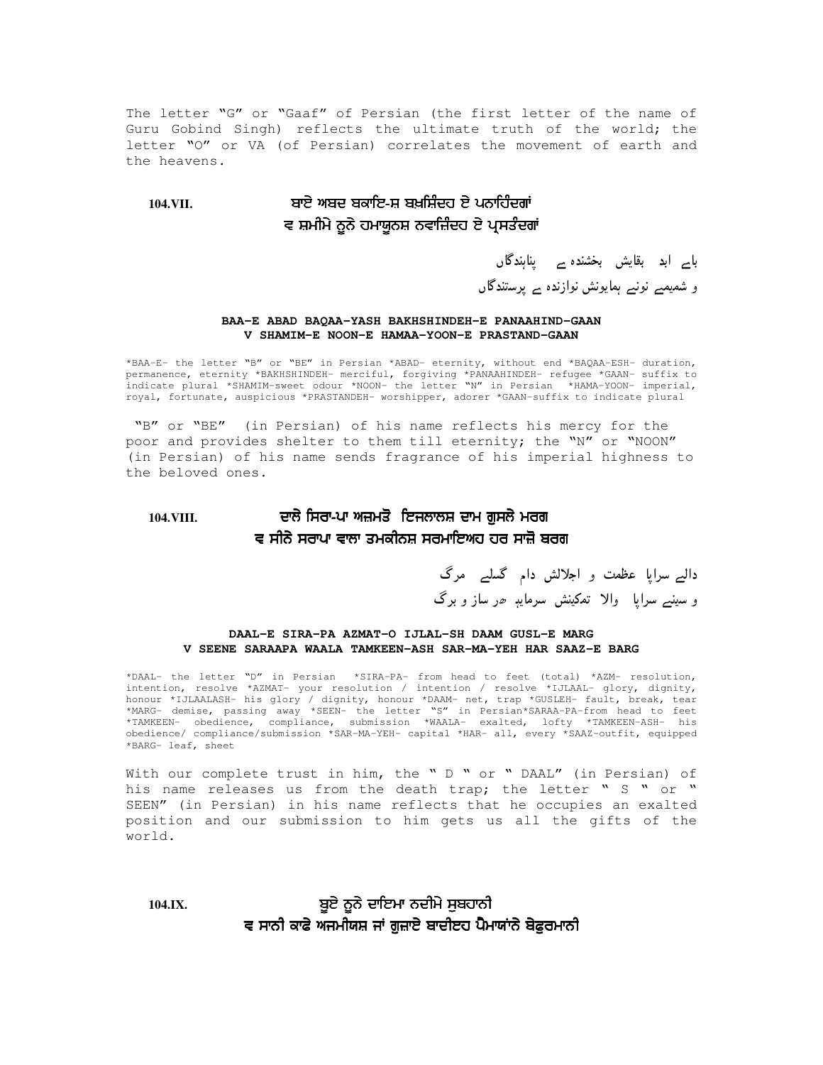The letter "G" or "Gaaf" of Persian (the first letter of the name of Guru Gobind Singh) reflects the ultimate truth of the world; the letter "O" or VA (of Persian) correlates the movement of earth and the heavens.

**104.VII.** ਬਾਏ ਅਬਦ ਬਕਾਇ-ਸ਼ ਬਖ਼ਸ਼ਿੰਦਹ ਏ ਪਨਾਹਿੰਦਗਾਂ
ਵ ਸ਼ਮੀਮੇ ਨੂਨੇ ਹਮਾਯੂਨਸ਼ ਨਵਾਜ਼ਿੰਦਹ ਏ ਪ੍ਰਸਤੰਦਗਾਂ

بایے ابد بقایش بخشندہ ے پناہندگاں
و شمیمے نونے ہمایونش نوازندہ ے پرستندگاں

**BAA-E ABAD BAQAA-YASH BAKHSHINDEH-E PANAAHIND-GAAN**
**V SHAMIM-E NOON-E HAMAA-YOON-E PRASTAND-GAAN**

*BAA-E- the letter "B" or "BE" in Persian *ABAD- eternity, without end *BAQAA-ESH- duration, permanence, eternity *BAKHSHINDEH- merciful, forgiving *PANAAHINDEH- refugee *GAAN- suffix to indicate plural *SHAMIM-sweet odour *NOON- the letter "N" in Persian *HAMA-YOON- imperial, royal, fortunate, auspicious *PRASTANDEH- worshipper, adorer *GAAN-suffix to indicate plural

"B" or "BE" (in Persian) of his name reflects his mercy for the poor and provides shelter to them till eternity; the "N" or "NOON" (in Persian) of his name sends fragrance of his imperial highness to the beloved ones.

**104.VIII.** ਦਾਲੇ ਸਿਰਾ-ਪਾ ਅਜ਼ਮਤੋ ਇਜਲਾਲਸ਼ ਦਾਮ ਗੁਸਲੇ ਮਰਗ
ਵ ਸੀਨੇ ਸਰਾਪਾ ਵਾਲਾ ਤਮਕੀਨਸ਼ ਸਰਮਾਇਅਹ ਹਰ ਸਾਜ਼ੋ ਬਰਗ

دالے سراپا عظمت و اجلالش دام گسلے مرگ
و سینے سراپا والا تمکینش سرمایہ ہر ساز و برگ

**DAAL-E SIRA-PA AZMAT-O IJLAL-SH DAAM GUSL-E MARG**
**V SEENE SARAAPA WAALA TAMKEEN-ASH SAR-MA-YEH HAR SAAZ-E BARG**

*DAAL- the letter "D" in Persian *SIRA-PA- from head to feet (total) *AZM- resolution, intention, resolve *AZMAT- your resolution / intention / resolve *IJLAAL- glory, dignity, honour *IJLAALASH- his glory / dignity, honour *DAAM- net, trap *GUSLEH- fault, break, tear *MARG- demise, passing away *SEEN- the letter "S" in Persian*SARAA-PA-from head to feet *TAMKEEN- obedience, compliance, submission *WAALA- exalted, lofty *TAMKEEN-ASH- his obedience/ compliance/submission *SAR-MA-YEH- capital *HAR- all, every *SAAZ-outfit, equipped *BARG- leaf, sheet

With our complete trust in him, the " D " or " DAAL" (in Persian) of his name releases us from the death trap; the letter " S " or " SEEN" (in Persian) in his name reflects that he occupies an exalted position and our submission to him gets us all the gifts of the world.

**104.IX.** ਬੂਏ ਨੂਨੇ ਦਾਇਮਾ ਨਦੀਮੇ ਸੁਬਹਾਨੀ
ਵ ਸਾਨੀ ਕਾਫੇ ਅਜਮੀਯਸ਼ ਜਾਂ ਗੁਜ਼ਾਏ ਬਾਦੀਏਹ ਪੈਮਾਯਾਂਨੇ ਬੇਫ਼ੁਰਮਾਨੀ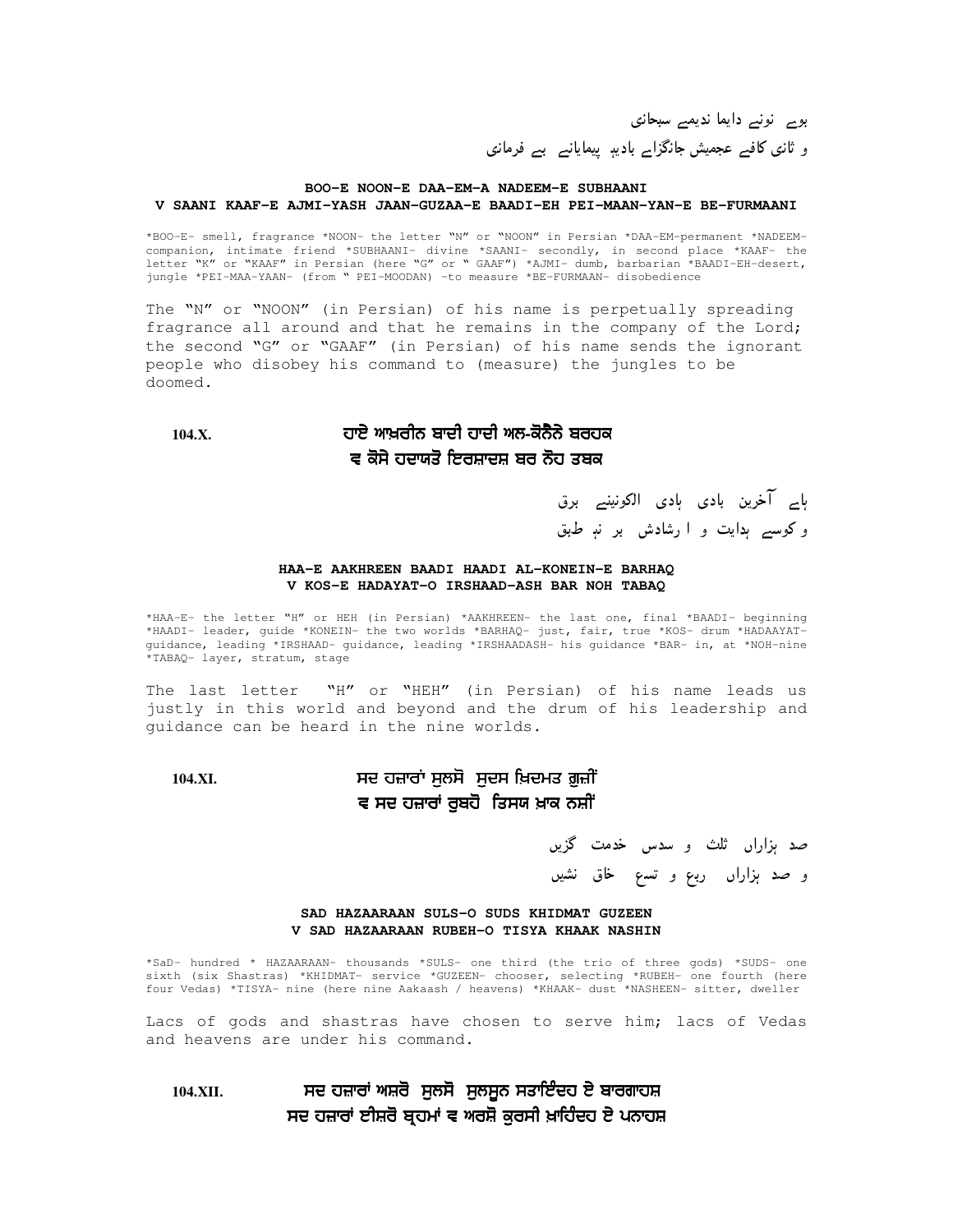بوے نونے دایما ندیمے سبحانی
و ثانی کافے عجمیش جانگزاے بادیہ پیمایانے بے فرمانی

**BOO-E NOON-E DAA-EM-A NADEEM-E SUBHAANI**
**V SAANI KAAF-E AJMI-YASH JAAN-GUZAA-E BAADI-EH PEI-MAAN-YAN-E BE-FURMAANI**

*BOO-E- smell, fragrance *NOON- the letter "N" or "NOON" in Persian *DAA-EM-permanent *NADEEM- companion, intimate friend *SUBHAANI- divine *SAANI- secondly, in second place *KAAF- the letter "K" or "KAAF" in Persian (here "G" or " GAAF") *AJMI- dumb, barbarian *BAADI-EH-desert, jungle *PEI-MAA-YAAN- (from " PEI-MOODAN) -to measure *BE-FURMAAN- disobedience

The "N" or "NOON" (in Persian) of his name is perpetually spreading fragrance all around and that he remains in the company of the Lord; the second "G" or "GAAF" (in Persian) of his name sends the ignorant people who disobey his command to (measure) the jungles to be doomed.

**104.X.** ਹਾਏ ਆਖ਼ਰੀਨ ਬਾਦੀ ਹਾਦੀ ਅਲ-ਕੋਨੈਨੇ ਬਰਹਕ
ਵ ਕੋਸੇ ਹਦਾਯਤੋ ਇਰਸ਼ਾਦਸ਼ ਬਰ ਨੋਹ ਤਬਕ

ہاے آخرین بادی ہادی الکونینے برق
و کوسے ہدایت و ا رشادش بر نہ طبق

**HAA-E AAKHREEN BAADI HAADI AL-KONEIN-E BARHAQ**
**V KOS-E HADAYAT-O IRSHAAD-ASH BAR NOH TABAQ**

*HAA-E- the letter "H" or HEH (in Persian) *AAKHREEN- the last one, final *BAADI- beginning *HAADI- leader, guide *KONEIN- the two worlds *BARHAQ- just, fair, true *KOS- drum *HADAAYAT- guidance, leading *IRSHAAD- guidance, leading *IRSHAADASH- his guidance *BAR- in, at *NOH-nine *TABAQ- layer, stratum, stage

The last letter "H" or "HEH" (in Persian) of his name leads us justly in this world and beyond and the drum of his leadership and guidance can be heard in the nine worlds.

**104.XI.** ਸਦ ਹਜ਼ਾਰਾਂ ਸੁਲਸੋ ਸੁਦਸ ਖ਼ਿਦਮਤ ਗੁਜ਼ੀਂ
ਵ ਸਦ ਹਜ਼ਾਰਾਂ ਰੁਬਹੋ ਤਿਸਯ ਖ਼ਾਕ ਨਸ਼ੀਂ

صد ہزاراں ثلث و سدس خدمت گزیں
و صد ہزاراں ربع و تسع خاق نشیں

**SAD HAZAARAAN SULS-O SUDS KHIDMAT GUZEEN**
**V SAD HAZAARAAN RUBEH-O TISYA KHAAK NASHIN**

*SaD- hundred * HAZAARAAN- thousands *SULS- one third (the trio of three gods) *SUDS- one sixth (six Shastras) *KHIDMAT- service *GUZEEN- chooser, selecting *RUBEH- one fourth (here four Vedas) *TISYA- nine (here nine Aakaash / heavens) *KHAAK- dust *NASHEEN- sitter, dweller

Lacs of gods and shastras have chosen to serve him; lacs of Vedas and heavens are under his command.

**104.XII.** ਸਦ ਹਜ਼ਾਰਾਂ ਅਸ਼ਰੋ ਸੁਲਸੋ ਸੁਲਸੂਨ ਸਤਾਇੰਦਹ ਏ ਬਾਰਗਾਹਸ਼
ਸਦ ਹਜ਼ਾਰਾਂ ਈਸ਼ਰੋ ਬ੍ਰਹਮਾਂ ਵ ਅਰਸ਼ੋ ਕੁਰਸੀ ਖ਼ਾਹਿੰਦਹ ਏ ਪਨਾਹਸ਼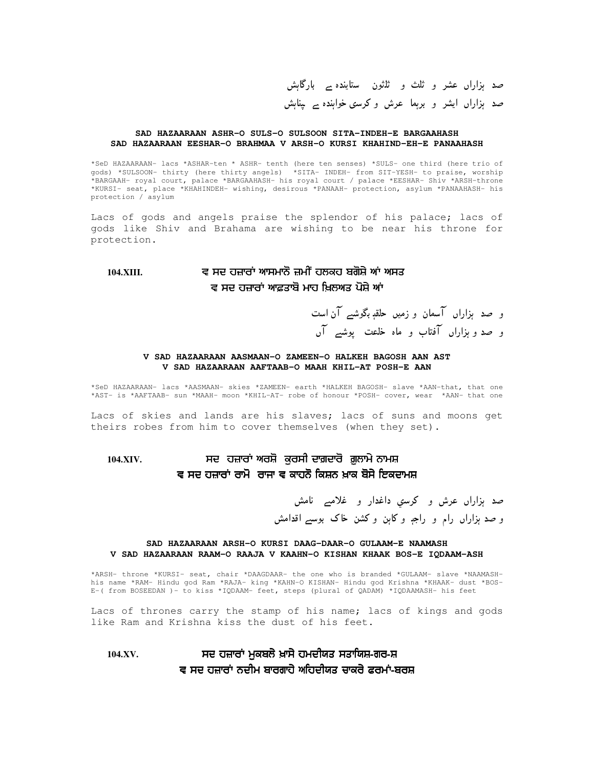صد ہزاراں عشر و ثلث و ثلثون ستاینده ے بارگاہش
صد ہزاراں ایشر و برہما عرش و کرسی خواہنده ے پناہش

**SAD HAZAARAAN ASHR-O SULS-O SULSOON SITA-INDEH-E BARGAAHASH**
**SAD HAZAARAAN EESHAR-O BRAHMAA V ARSH-O KURSI KHAHIND-EH-E PANAAHASH**

*SeD HAZAARAAN- lacs *ASHAR-ten * ASHR- tenth (here ten senses) *SULS- one third (here trio of gods) *SULSOON- thirty (here thirty angels) *SITA- INDEH- from SIT-YESH- to praise, worship *BARGAAH- royal court, palace *BARGAAHASH- his royal court / palace *EESHAR- Shiv *ARSH-throne *KURSI- seat, place *KHAHINDEH- wishing, desirous *PANAAH- protection, asylum *PANAAHASH- his protection / asylum

Lacs of gods and angels praise the splendor of his palace; lacs of gods like Shiv and Brahama are wishing to be near his throne for protection.

**104.XIII.** ਵ ਸਦ ਹਜ਼ਾਰਾਂ ਆਸਮਾਨੋ ਜ਼ਮੀਂ ਹਲਕਹ ਬਗੋਸ਼ੇ ਆਂ ਅਸਤ
ਵ ਸਦ ਹਜ਼ਾਰਾਂ ਆਫ਼ਤਾਬੋ ਮਾਹ ਖ਼ਿਲਅਤ ਪੋਸ਼ੇ ਆਂ

و صد ہزاراں آسمان و زمیں حلقہ بگوشے آن است
و صد و ہزاراں آفتاب و ماه خلعت پوشے آں

**V SAD HAZAARAAN AASMAAN-O ZAMEEN-O HALKEH BAGOSH AAN AST**
**V SAD HAZAARAAN AAFTAAB-O MAAH KHIL-AT POSH-E AAN**

*SeD HAZAARAAN- lacs *AASMAAN- skies *ZAMEEN- earth *HALKEH BAGOSH- slave *AAN-that, that one *AST- is *AAFTAAB- sun *MAAH- moon *KHIL-AT- robe of honour *POSH- cover, wear *AAN- that one

Lacs of skies and lands are his slaves; lacs of suns and moons get theirs robes from him to cover themselves (when they set).

**104.XIV.** ਸਦ ਹਜ਼ਾਰਾਂ ਅਰਸ਼ੋ ਕੁਰਸੀ ਦਾਗ਼ਦਾਰੋ ਗ਼ੁਲਾਮੇ ਨਾਮਸ਼
ਵ ਸਦ ਹਜ਼ਾਰਾਂ ਰਾਮੋ ਰਾਜਾ ਵ ਕਾਹਨੋ ਕਿਸ਼ਨ ਖ਼ਾਕ ਬੋਸੇ ਇਕਦਾਮਸ਼

صد ہزاراں عرش و کرسي داغدار و غلامے نامش
و صد ہزاراں رام و راجہ و کاہن و کشن خاک بوسے اقدامش

**SAD HAZAARAAN ARSH-O KURSI DAAG-DAAR-O GULAAM-E NAAMASH**
**V SAD HAZAARAAN RAAM-O RAAJA V KAAHN-O KISHAN KHAAK BOS-E IQDAAM-ASH**

*ARSH- throne *KURSI- seat, chair *DAAGDAAR- the one who is branded *GULAAM- slave *NAAMASH- his name *RAM- Hindu god Ram *RAJA- king *KAHN-O KISHAN- Hindu god Krishna *KHAAK- dust *BOS-E-( from BOSEEDAN )- to kiss *IQDAAM- feet, steps (plural of QADAM) *IQDAAMASH- his feet

Lacs of thrones carry the stamp of his name; lacs of kings and gods like Ram and Krishna kiss the dust of his feet.

**104.XV.** ਸਦ ਹਜ਼ਾਰਾਂ ਮੁਕਬਲੇ ਖ਼ਾਸੋ ਹਮਦੀਯਤ ਸਤਾਯਿਸ਼-ਗਰ-ਸ਼
ਵ ਸਦ ਹਜ਼ਾਰਾਂ ਨਦੀਮ ਬਾਰਗਾਹੇ ਅਹਿਦੀਯਤ ਚਾਕਰੇ ਫਰਮਾਂ-ਬਰਸ਼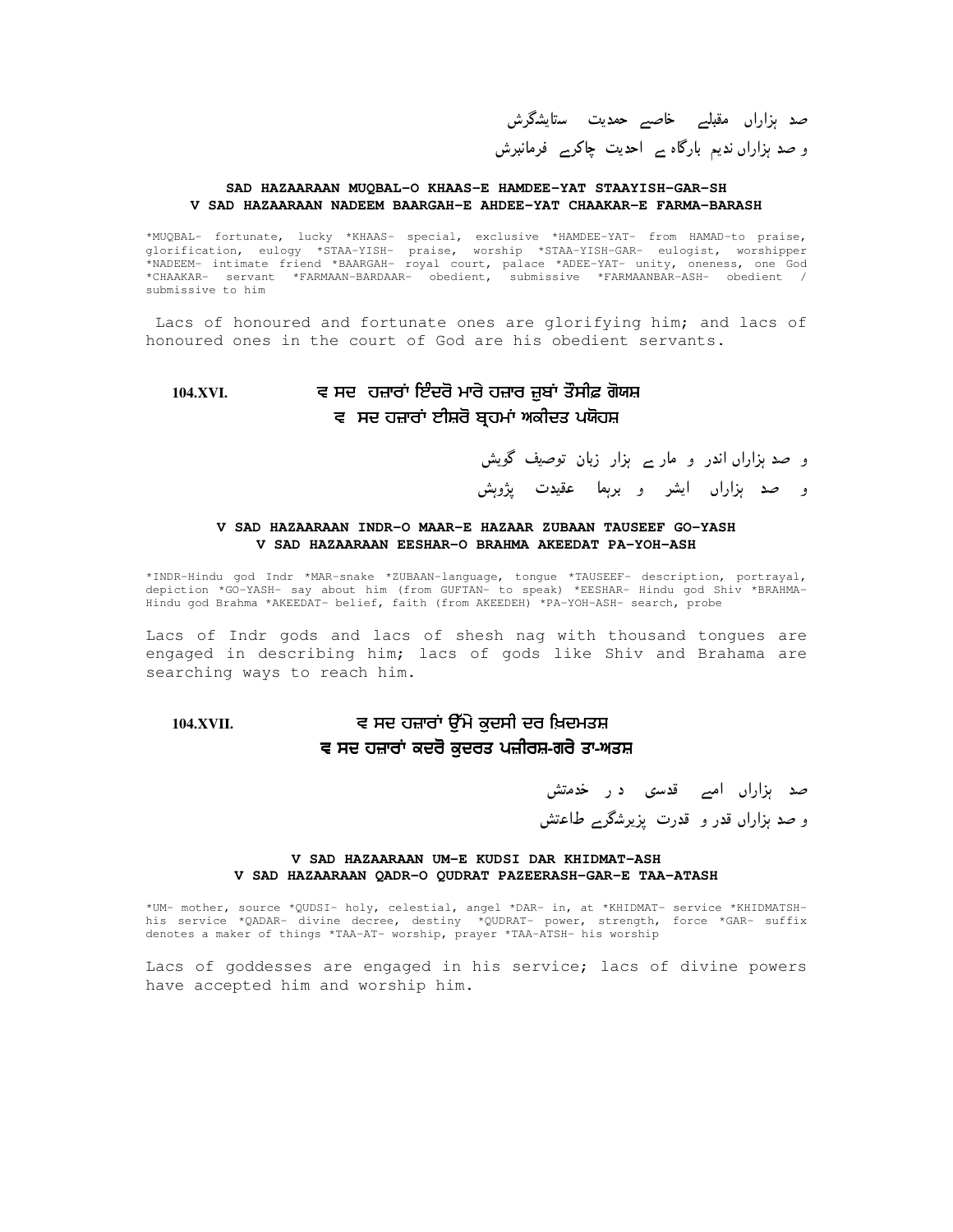صد ہزاراں مقبلے خاصے حمدیت ستایشگرش
و صد ہزاراں ندیم بارگاہ ے احدیت چاکرے فرمانبرش

**SAD HAZAARAAN MUQBAL-O KHAAS-E HAMDEE-YAT STAAYISH-GAR-SH**
**V SAD HAZAARAAN NADEEM BAARGAH-E AHDEE-YAT CHAAKAR-E FARMA-BARASH**

*MUQBAL- fortunate, lucky *KHAAS- special, exclusive *HAMDEE-YAT- from HAMAD-to praise, glorification, eulogy *STAA-YISH- praise, worship *STAA-YISH-GAR- eulogist, worshipper *NADEEM- intimate friend *BAARGAH- royal court, palace *ADEE-YAT- unity, oneness, one God *CHAAKAR- servant *FARMAAN-BARDAAR- obedient, submissive *FARMAANBAR-ASH- obedient / submissive to him

Lacs of honoured and fortunate ones are glorifying him; and lacs of honoured ones in the court of God are his obedient servants.

**104.XVI.** ਵ ਸਦ ਹਜ਼ਾਰਾਂ ਇੰਦਰੋ ਮਾਰੇ ਹਜ਼ਾਰ ਜ਼ੁਬਾਂ ਤੌਸੀਫ਼ ਗੋਯਸ਼
ਵ ਸਦ ਹਜ਼ਾਰਾਂ ਈਸ਼ਰੋ ਬ੍ਰਹਮਾਂ ਅਕੀਦਤ ਪਯੋਹਸ਼

و صد ہزاراں اندر و مار ے ہزار زبان توصیف گویش
و صد ہزاراں ایشر و برہما عقیدت پژوہش

**V SAD HAZAARAAN INDR-O MAAR-E HAZAAR ZUBAAN TAUSEEF GO-YASH**
**V SAD HAZAARAAN EESHAR-O BRAHMA AKEEDAT PA-YOH-ASH**

*INDR-Hindu god Indr *MAR-snake *ZUBAAN-language, tongue *TAUSEEF- description, portrayal, depiction *GO-YASH- say about him (from GUFTAN- to speak) *EESHAR- Hindu god Shiv *BRAHMA- Hindu god Brahma *AKEEDAT- belief, faith (from AKEEDEH) *PA-YOH-ASH- search, probe

Lacs of Indr gods and lacs of shesh nag with thousand tongues are engaged in describing him; lacs of gods like Shiv and Brahama are searching ways to reach him.

**104.XVII.** ਵ ਸਦ ਹਜ਼ਾਰਾਂ ਉੱਮੇ ਕੁਦਸੀ ਦਰ ਖ਼ਿਦਮਤਸ਼
ਵ ਸਦ ਹਜ਼ਾਰਾਂ ਕਦਰੋ ਕੁਦਰਤ ਪਜ਼ੀਰਸ਼-ਗਰੇ ਤਾ-ਅਤਸ਼

صد ہزاراں امے قدسی د ر خدمتش
و صد ہزاراں قدر و قدرت پزیرشگرے طاعتش

**V SAD HAZAARAAN UM-E KUDSI DAR KHIDMAT-ASH**
**V SAD HAZAARAAN QADR-O QUDRAT PAZEERASH-GAR-E TAA-ATASH**

*UM- mother, source *QUDSI- holy, celestial, angel *DAR- in, at *KHIDMAT- service *KHIDMATSH- his service *QADAR- divine decree, destiny *QUDRAT- power, strength, force *GAR- suffix denotes a maker of things *TAA-AT- worship, prayer *TAA-ATSH- his worship

Lacs of goddesses are engaged in his service; lacs of divine powers have accepted him and worship him.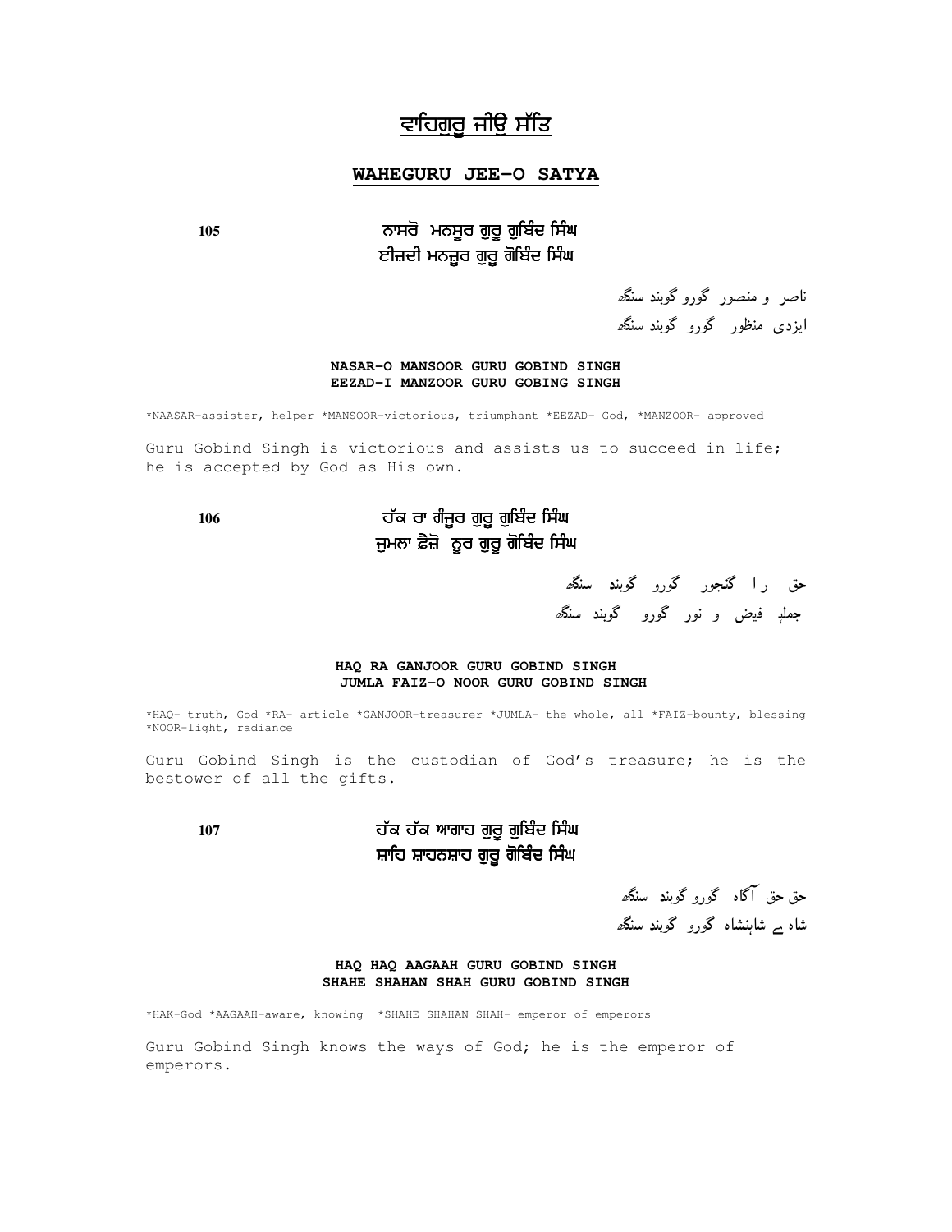# ਵਾਹਿਗੁਰੂ ਜੀਉ ਸੱਤਿ

## WAHEGURU JEE-O SATYA

105

ਨਾਸਰੋ ਮਨਸੂਰ ਗੁਰੂ ਗੁਬਿੰਦ ਸਿੰਘ
ਈਜ਼ਦੀ ਮਨਜ਼ੂਰ ਗੁਰੂ ਗੋਬਿੰਦ ਸਿੰਘ

ناصر و منصور گورو گوبند سنگھ
ایزدی منظور گورو گوبند سنگھ

**NASAR-O MANSOOR GURU GOBIND SINGH**
**EEZAD-I MANZOOR GURU GOBING SINGH**

*NAASAR-assister, helper *MANSOOR-victorious, triumphant *EEZAD- God, *MANZOOR- approved

Guru Gobind Singh is victorious and assists us to succeed in life; he is accepted by God as His own.

106

ਹੱਕ ਰਾ ਗੰਜੂਰ ਗੁਰੂ ਗੁਬਿੰਦ ਸਿੰਘ
ਜੁਮਲਾ ਫ਼ੈਜ਼ੋ ਨੂਰ ਗੁਰੂ ਗੋਬਿੰਦ ਸਿੰਘ

حق را گنجور گورو گوبند سنگھ
جملہ فیض و نور گورو گوبند سنگھ

**HAQ RA GANJOOR GURU GOBIND SINGH**
**JUMLA FAIZ-O NOOR GURU GOBIND SINGH**

*HAQ- truth, God *RA- article *GANJOOR-treasurer *JUMLA- the whole, all *FAIZ-bounty, blessing *NOOR-light, radiance

Guru Gobind Singh is the custodian of God's treasure; he is the bestower of all the gifts.

107

ਹੱਕ ਹੱਕ ਆਗਾਹ ਗੁਰੂ ਗੁਬਿੰਦ ਸਿੰਘ
ਸ਼ਾਹਿ ਸ਼ਾਹਨਸ਼ਾਹ ਗੁਰੂ ਗੋਬਿੰਦ ਸਿੰਘ

حق حق آگاہ گورو گوبند سنگھ
شاہ ے شاہنشاہ گورو گوبند سنگھ

**HAQ HAQ AAGAAH GURU GOBIND SINGH**
**SHAHE SHAHAN SHAH GURU GOBIND SINGH**

*HAK-God *AAGAAH-aware, knowing *SHAHE SHAHAN SHAH- emperor of emperors

Guru Gobind Singh knows the ways of God; he is the emperor of emperors.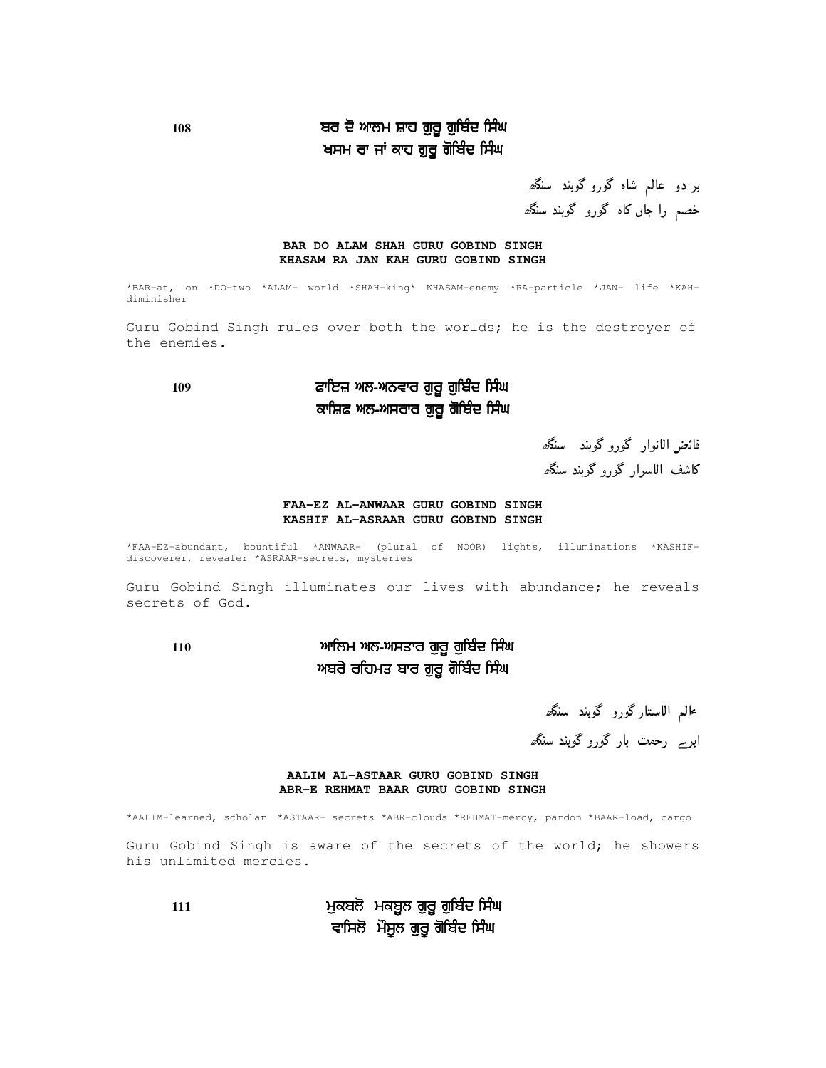**108**

**ਬਰ ਦੋ ਆਲਮ ਸ਼ਾਹ ਗੁਰੂ ਗੁਬਿੰਦ ਸਿੰਘ**
**ਖਸਮ ਰਾ ਜਾਂ ਕਾਹ ਗੁਰੂ ਗੋਬਿੰਦ ਸਿੰਘ**

بر دو عالم شاہ گورو گوبند سنگھ
خصم را جاں کاہ گورو گوبند سنگھ

**BAR DO ALAM SHAH GURU GOBIND SINGH**
**KHASAM RA JAN KAH GURU GOBIND SINGH**

*BAR-at, on *DO-two *ALAM- world *SHAH-king* KHASAM-enemy *RA-particle *JAN- life *KAH-diminisher

Guru Gobind Singh rules over both the worlds; he is the destroyer of the enemies.

**109**

**ਫਾਇਜ਼ ਅਲ-ਅਨਵਾਰ ਗੁਰੂ ਗੁਬਿੰਦ ਸਿੰਘ**
**ਕਾਸ਼ਿਫ ਅਲ-ਅਸਰਾਰ ਗੁਰੂ ਗੋਬਿੰਦ ਸਿੰਘ**

فائض الانوار گورو گوبند سنگھ
کاشف الاسرار گورو گوبند سنگھ

**FAA-EZ AL-ANWAAR GURU GOBIND SINGH**
**KASHIF AL-ASRAAR GURU GOBIND SINGH**

*FAA-EZ-abundant, bountiful *ANWAAR- (plural of NOOR) lights, illuminations *KASHIF-discoverer, revealer *ASRAAR-secrets, mysteries

Guru Gobind Singh illuminates our lives with abundance; he reveals secrets of God.

**110**

**ਆਲਿਮ ਅਲ-ਅਸਤਾਰ ਗੁਰੂ ਗੁਬਿੰਦ ਸਿੰਘ**
**ਅਬਰੇ ਰਹਿਮਤ ਬਾਰ ਗੁਰੂ ਗੋਬਿੰਦ ਸਿੰਘ**

عالم الاستار گورو گوبند سنگھ
ابرے رحمت بار گورو گوبند سنگھ

**AALIM AL-ASTAAR GURU GOBIND SINGH**
**ABR-E REHMAT BAAR GURU GOBIND SINGH**

*AALIM-learned, scholar *ASTAAR- secrets *ABR-clouds *REHMAT-mercy, pardon *BAAR-load, cargo

Guru Gobind Singh is aware of the secrets of the world; he showers his unlimited mercies.

**111**

**ਮੁਕਬਲੋ ਮਕਬੂਲ ਗੁਰੂ ਗੁਬਿੰਦ ਸਿੰਘ**
**ਵਾਸਿਲੋ ਮੌਸੂਲ ਗੁਰੂ ਗੋਬਿੰਦ ਸਿੰਘ**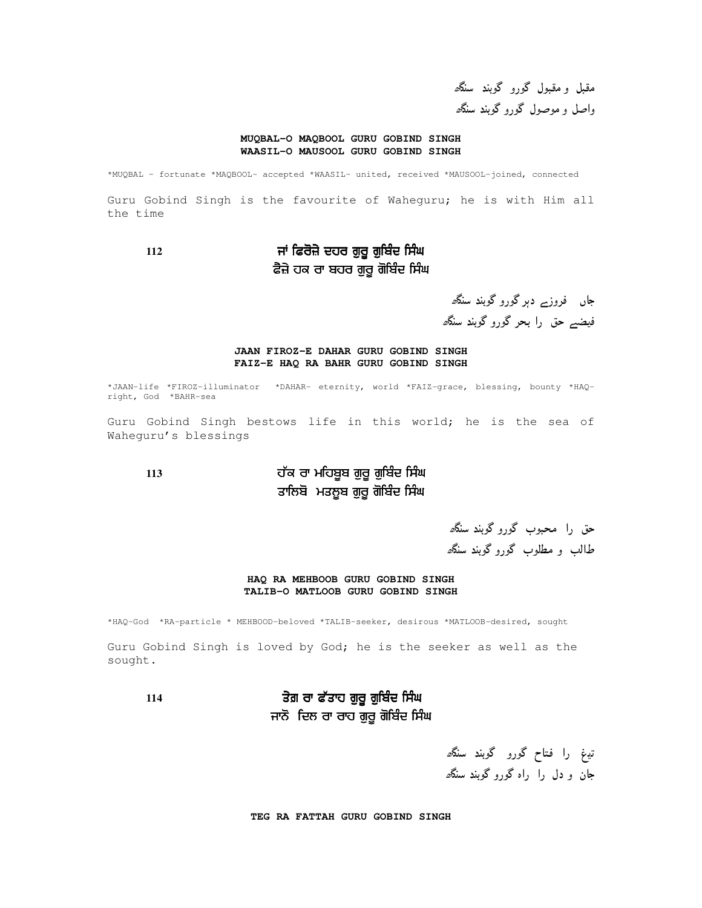مقبل و مقبول گورو گوبند سنگھ
واصل و موصول گورو گوبند سنگھ

**MUQBAL-O MAQBOOL GURU GOBIND SINGH**
**WAASIL-O MAUSOOL GURU GOBIND SINGH**

*MUQBAL - fortunate *MAQBOOL- accepted *WAASIL- united, received *MAUSOOL-joined, connected

Guru Gobind Singh is the favourite of Waheguru; he is with Him all the time

**112**

**ਜਾਂ ਫਿਰੋਜ਼ੇ ਦਹਰ ਗੁਰੂ ਗੁਬਿੰਦ ਸਿੰਘ**
**ਫੈਜ਼ੇ ਹਕ ਰਾ ਬਹਰ ਗੁਰੂ ਗੋਬਿੰਦ ਸਿੰਘ**

جاں فروزے دہر گورو گوبند سنگھ
فیضے حق را بحر گورو گوبند سنگھ

**JAAN FIROZ-E DAHAR GURU GOBIND SINGH**
**FAIZ-E HAQ RA BAHR GURU GOBIND SINGH**

*JAAN-life *FIROZ-illuminator *DAHAR- eternity, world *FAIZ-grace, blessing, bounty *HAQ-right, God *BAHR-sea

Guru Gobind Singh bestows life in this world; he is the sea of Waheguru's blessings

**113**

**ਹੱਕ ਰਾ ਮਹਿਬੂਬ ਗੁਰੂ ਗੁਬਿੰਦ ਸਿੰਘ**
**ਤਾਲਿਬੋ ਮਤਲੂਬ ਗੁਰੂ ਗੋਬਿੰਦ ਸਿੰਘ**

حق را محبوب گورو گوبند سنگھ
طالب و مطلوب گورو گوبند سنگھ

**HAQ RA MEHBOOB GURU GOBIND SINGH**
**TALIB-O MATLOOB GURU GOBIND SINGH**

*HAQ-God *RA-particle * MEHBOOD-beloved *TALIB-seeker, desirous *MATLOOB-desired, sought

Guru Gobind Singh is loved by God; he is the seeker as well as the sought.

**114**

**ਤੇਗ਼ ਰਾ ਫੱਤਾਹ ਗੁਰੂ ਗੁਬਿੰਦ ਸਿੰਘ**
**ਜਾਨੋ ਦਿਲ ਰਾ ਰਾਹ ਗੁਰੂ ਗੋਬਿੰਦ ਸਿੰਘ**

تیغ را فتاح گورو گوبند سنگھ
جان و دل را راہ گورو گوبند سنگھ

**TEG RA FATTAH GURU GOBIND SINGH**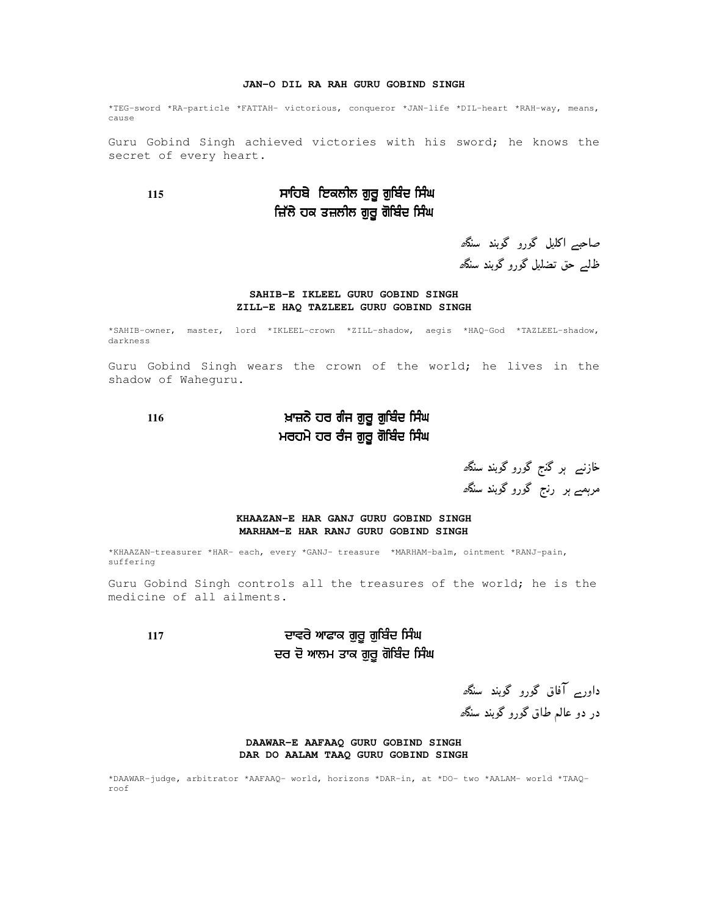**JAN-O DIL RA RAH GURU GOBIND SINGH**

*TEG-sword *RA-particle *FATTAH- victorious, conqueror *JAN-life *DIL-heart *RAH-way, means, cause

Guru Gobind Singh achieved victories with his sword; he knows the secret of every heart.

115

ਸਾਹਿਬੇ ਇਕਲੀਲ ਗੁਰੂ ਗੁਬਿੰਦ ਸਿੰਘ
ਜ਼ਿੱਲੇ ਹਕ ਤਜ਼ਲੀਲ ਗੁਰੂ ਗੋਬਿੰਦ ਸਿੰਘ

صاحبے اکلیل گورو گوبند سنگھ
ظلے حق تضلیل گورو گوبند سنگھ

**SAHIB-E IKLEEL GURU GOBIND SINGH**
**ZILL-E HAQ TAZLEEL GURU GOBIND SINGH**

*SAHIB-owner, master, lord *IKLEEL-crown *ZILL-shadow, aegis *HAQ-God *TAZLEEL-shadow, darkness

Guru Gobind Singh wears the crown of the world; he lives in the shadow of Waheguru.

116

ਖ਼ਾਜ਼ਨੇ ਹਰ ਗੰਜ ਗੁਰੂ ਗੁਬਿੰਦ ਸਿੰਘ
ਮਰਹਮੇ ਹਰ ਰੰਜ ਗੁਰੂ ਗੋਬਿੰਦ ਸਿੰਘ

خازنے ہر گنج گورو گوبند سنگھ
مرہمے ہر رنج گورو گوبند سنگھ

**KHAAZAN-E HAR GANJ GURU GOBIND SINGH**
**MARHAM-E HAR RANJ GURU GOBIND SINGH**

*KHAAZAN-treasurer *HAR- each, every *GANJ- treasure *MARHAM-balm, ointment *RANJ-pain, suffering

Guru Gobind Singh controls all the treasures of the world; he is the medicine of all ailments.

117

ਦਾਵਰੇ ਆਫਾਕ ਗੁਰੂ ਗੁਬਿੰਦ ਸਿੰਘ
ਦਰ ਦੋ ਆਲਮ ਤਾਕ ਗੁਰੂ ਗੋਬਿੰਦ ਸਿੰਘ

داورے آفاق گورو گوبند سنگھ
در دو عالم طاق گورو گوبند سنگھ

**DAAWAR-E AAFAAQ GURU GOBIND SINGH**
**DAR DO AALAM TAAQ GURU GOBIND SINGH**

*DAAWAR-judge, arbitrator *AAFAAQ- world, horizons *DAR-in, at *DO- two *AALAM- world *TAAQ-roof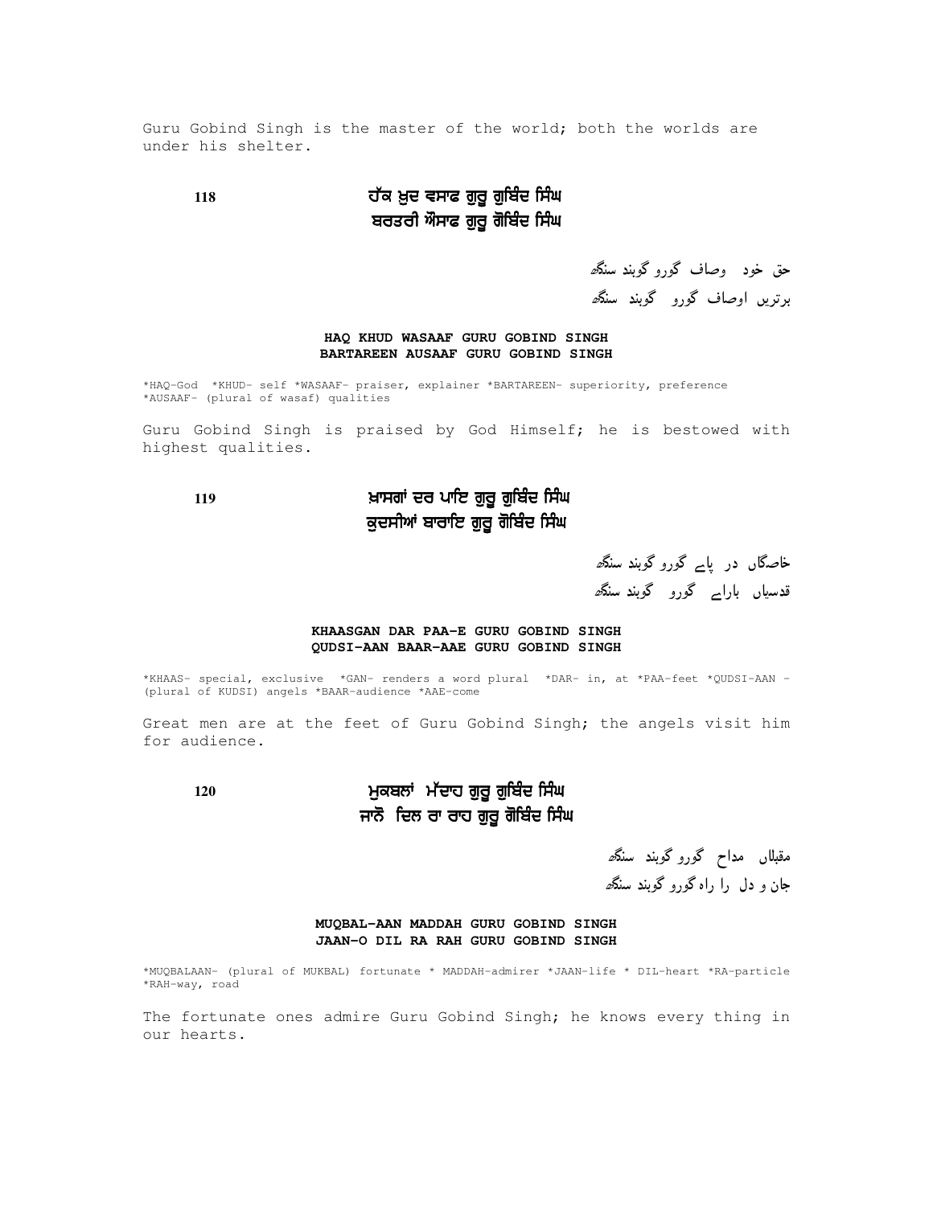Guru Gobind Singh is the master of the world; both the worlds are under his shelter.

**118**

ਹੱਕ ਖ਼ੁਦ ਵਸਾਫ ਗੁਰੂ ਗੁਬਿੰਦ ਸਿੰਘ
ਬਰਤਰੀ ਔਸਾਫ ਗੁਰੂ ਗੋਬਿੰਦ ਸਿੰਘ

حق خود وصاف گورو گوبند سنگھ
برتریں اوصاف گورو گوبند سنگھ

**HAQ KHUD WASAAF GURU GOBIND SINGH**
**BARTAREEN AUSAAF GURU GOBIND SINGH**

*HAQ-God *KHUD- self *WASAAF- praiser, explainer *BARTAREEN- superiority, preference *AUSAAF- (plural of wasaf) qualities

Guru Gobind Singh is praised by God Himself; he is bestowed with highest qualities.

**119**

ਖ਼ਾਸਗਾਂ ਦਰ ਪਾਇ ਗੁਰੂ ਗੁਬਿੰਦ ਸਿੰਘ
ਕੁਦਸੀਆਂ ਬਾਰਾਇ ਗੁਰੂ ਗੋਬਿੰਦ ਸਿੰਘ

خاصگاں در پاے گورو گوبند سنگھ
قدسیاں بارائے گورو گوبند سنگھ

**KHAASGAN DAR PAA-E GURU GOBIND SINGH**
**QUDSI-AAN BAAR-AAE GURU GOBIND SINGH**

*KHAAS- special, exclusive *GAN- renders a word plural *DAR- in, at *PAA-feet *QUDSI-AAN - (plural of KUDSI) angels *BAAR-audience *AAE-come

Great men are at the feet of Guru Gobind Singh; the angels visit him for audience.

**120**

ਮੁਕਬਲਾਂ ਮੱਦਾਹ ਗੁਰੂ ਗੁਬਿੰਦ ਸਿੰਘ
ਜਾਨੋ ਦਿਲ ਰਾ ਰਾਹ ਗੁਰੂ ਗੋਬਿੰਦ ਸਿੰਘ

مقبلاں مداح گورو گوبند سنگھ
جان و دل را راہ گورو گوبند سنگھ

**MUQBAL-AAN MADDAH GURU GOBIND SINGH**
**JAAN-O DIL RA RAH GURU GOBIND SINGH**

*MUQBALAAN- (plural of MUKBAL) fortunate * MADDAH-admirer *JAAN-life * DIL-heart *RA-particle *RAH-way, road

The fortunate ones admire Guru Gobind Singh; he knows every thing in our hearts.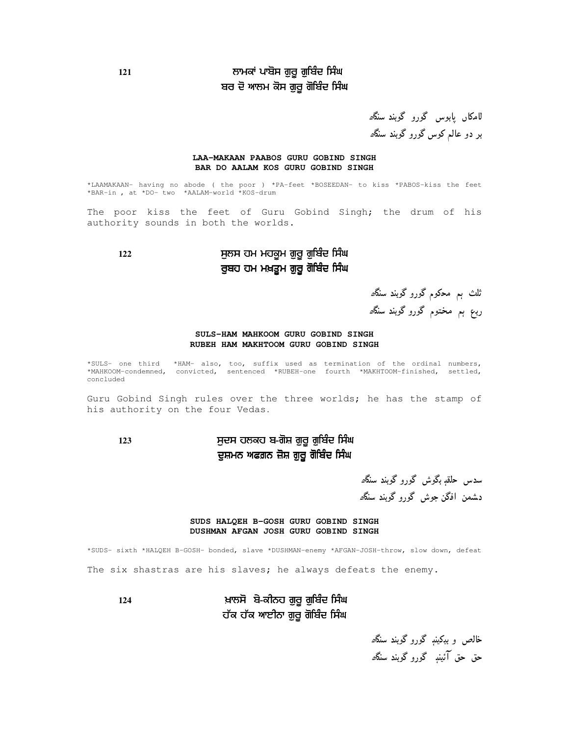121

ਲਾਮਕਾਂ ਪਾਬੋਸ ਗੁਰੂ ਗੁਬਿੰਦ ਸਿੰਘ
ਬਰ ਦੋ ਆਲਮ ਕੋਸ ਗੁਰੂ ਗੋਬਿੰਦ ਸਿੰਘ

لامکاں پابوس گورو گوبند سنگھ
بر دو عالم کوس گورو گوبند سنگھ

**LAA-MAKAAN PAABOS GURU GOBIND SINGH**
**BAR DO AALAM KOS GURU GOBIND SINGH**

*LAAMAKAAN- having no abode ( the poor ) *PA-feet *BOSEEDAN- to kiss *PABOS-kiss the feet *BAR-in , at *DO- two *AALAM-world *KOS-drum

The poor kiss the feet of Guru Gobind Singh; the drum of his authority sounds in both the worlds.

122

ਸੁਲਸ ਹਮ ਮਹਕੂਮ ਗੁਰੂ ਗੁਬਿੰਦ ਸਿੰਘ
ਰੁਬਹ ਹਮ ਮਖ਼ਤੂਮ ਗੁਰੂ ਗੋਬਿੰਦ ਸਿੰਘ

ثلث ہم محکوم گورو گوبند سنگھ
ربع ہم مختوم گورو گوبند سنگھ

**SULS-HAM MAHKOOM GURU GOBIND SINGH**
**RUBEH HAM MAKHTOOM GURU GOBIND SINGH**

*SULS- one third *HAM- also, too, suffix used as termination of the ordinal numbers, *MAHKOOM-condemned, convicted, sentenced *RUBEH-one fourth *MAKHTOOM-finished, settled, concluded

Guru Gobind Singh rules over the three worlds; he has the stamp of his authority on the four Vedas.

123

ਸੁਦਸ ਹਲਕਹ ਬ-ਗੋਸ਼ ਗੁਰੂ ਗੁਬਿੰਦ ਸਿੰਘ
ਦੁਸ਼ਮਨ ਅਫਗਨ ਜ਼ੋਸ਼ ਗੁਰੂ ਗੋਬਿੰਦ ਸਿੰਘ

سدس حلقہ بگوش گورو گوبند سنگھ
دشمن افگن جوش گورو گوبند سنگھ

**SUDS HALQEH B-GOSH GURU GOBIND SINGH**
**DUSHMAN AFGAN JOSH GURU GOBIND SINGH**

*SUDS- sixth *HALQEH B-GOSH- bonded, slave *DUSHMAN-enemy *AFGAN-JOSH-throw, slow down, defeat

The six shastras are his slaves; he always defeats the enemy.

124

ਖ਼ਾਲਸੋ ਬੇ-ਕੀਨਹ ਗੁਰੂ ਗੁਬਿੰਦ ਸਿੰਘ
ਹੱਕ ਹੱਕ ਆਈਨਾ ਗੁਰੂ ਗੋਬਿੰਦ ਸਿੰਘ

خالص و بیکینہ گورو گوبند سنگھ
حق حق آئینہ گورو گوبند سنگھ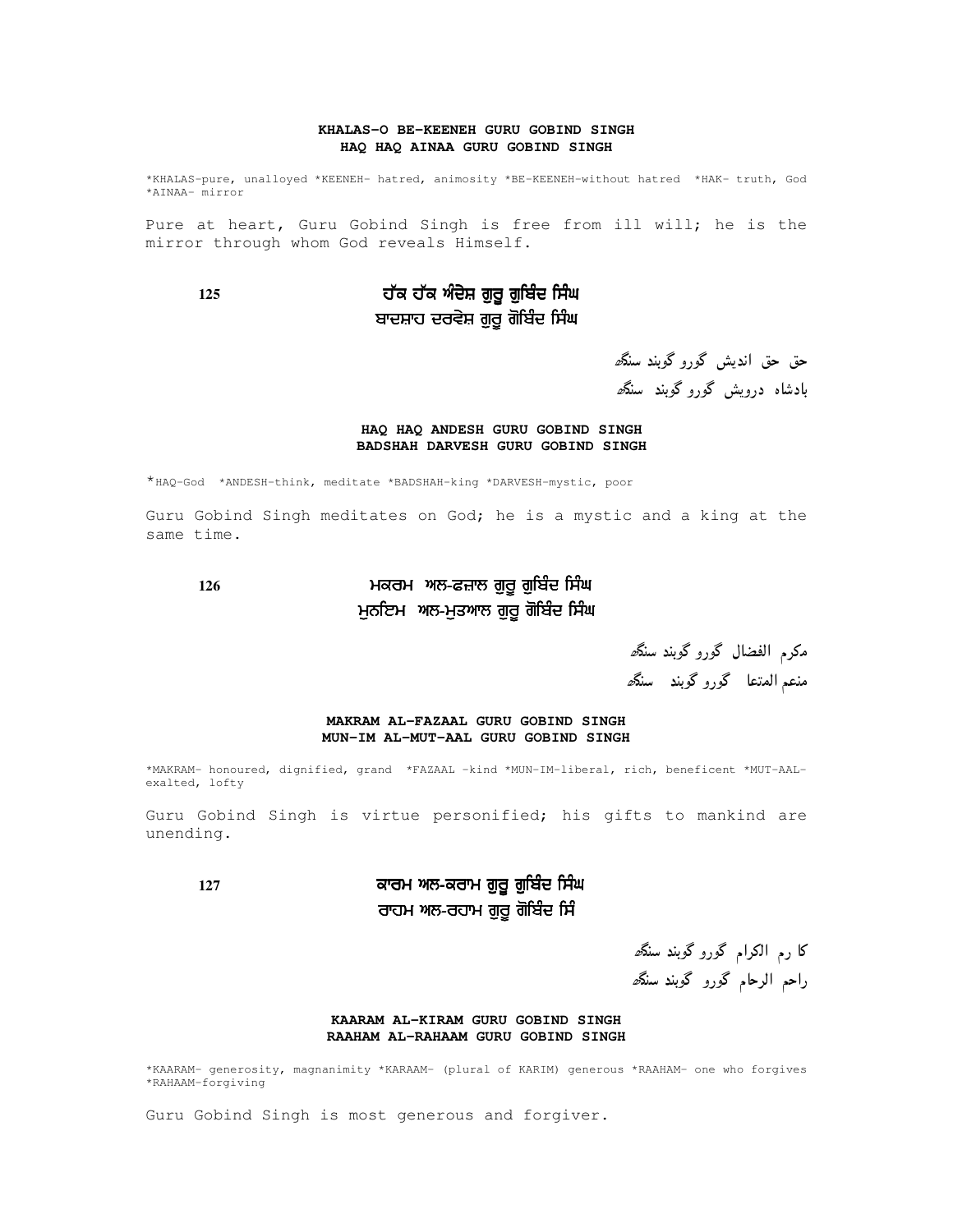**KHALAS-O BE-KEENEH GURU GOBIND SINGH**
**HAQ HAQ AINAA GURU GOBIND SINGH**

*KHALAS-pure, unalloyed *KEENEH- hatred, animosity *BE-KEENEH-without hatred *HAK- truth, God *AINAA- mirror

Pure at heart, Guru Gobind Singh is free from ill will; he is the mirror through whom God reveals Himself.

**125**

ਹੱਕ ਹੱਕ ਅੰਦੇਸ਼ ਗੁਰੂ ਗੁਬਿੰਦ ਸਿੰਘ
ਬਾਦਸ਼ਾਹ ਦਰਵੇਸ਼ ਗੁਰੂ ਗੋਬਿੰਦ ਸਿੰਘ

حق حق اندیش گورو گوبند سنگھ
بادشاہ درویش گورو گوبند سنگھ

**HAQ HAQ ANDESH GURU GOBIND SINGH**
**BADSHAH DARVESH GURU GOBIND SINGH**

*HAQ-God *ANDESH-think, meditate *BADSHAH-king *DARVESH-mystic, poor

Guru Gobind Singh meditates on God; he is a mystic and a king at the same time.

**126**

ਮਕਰਮ ਅਲ-ਫਜ਼ਾਲ ਗੁਰੂ ਗੁਬਿੰਦ ਸਿੰਘ
ਮੁਨਇਮ ਅਲ-ਮੁਤਆਲ ਗੁਰੂ ਗੋਬਿੰਦ ਸਿੰਘ

مکرم الفضال گورو گوبند سنگھ
منعم المتعا گورو گوبند سنگھ

**MAKRAM AL-FAZAAL GURU GOBIND SINGH**
**MUN-IM AL-MUT-AAL GURU GOBIND SINGH**

*MAKRAM- honoured, dignified, grand *FAZAAL -kind *MUN-IM-liberal, rich, beneficent *MUT-AAL-exalted, lofty

Guru Gobind Singh is virtue personified; his gifts to mankind are unending.

**127**

ਕਾਰਮ ਅਲ-ਕਰਾਮ ਗੁਰੂ ਗੁਬਿੰਦ ਸਿੰਘ
ਰਾਹਮ ਅਲ-ਰਹਾਮ ਗੁਰੂ ਗੋਬਿੰਦ ਸਿੰ

کا رم الکرام گورو گوبند سنگھ
راحم الرحام گورو گوبند سنگھ

**KAARAM AL-KIRAM GURU GOBIND SINGH**
**RAAHAM AL-RAHAAM GURU GOBIND SINGH**

*KAARAM- generosity, magnanimity *KARAAM- (plural of KARIM) generous *RAAHAM- one who forgives *RAHAAM-forgiving

Guru Gobind Singh is most generous and forgiver.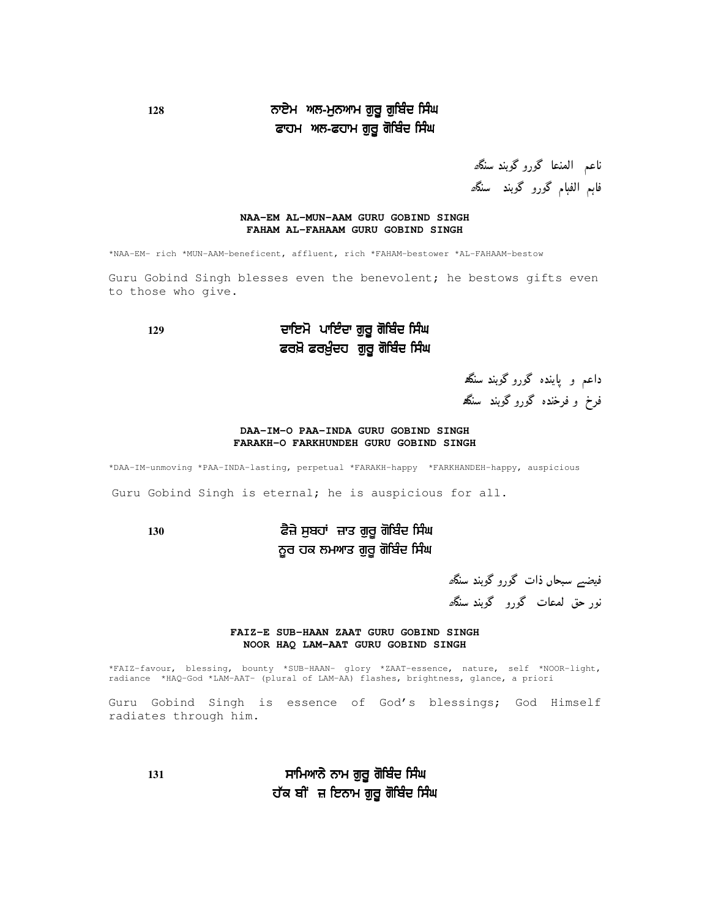**128**

ਨਾਏਮ ਅਲ-ਮੁਨਆਮ ਗੁਰੂ ਗੁਬਿੰਦ ਸਿੰਘ
ਫਾਹਮ ਅਲ-ਫਹਾਮ ਗੁਰੂ ਗੋਬਿੰਦ ਸਿੰਘ

ناعم المنعا گورو گوبند سنگھ
فاہم الفہام گورو گوبند سنگھ

**NAA-EM AL-MUN-AAM GURU GOBIND SINGH**
**FAHAM AL-FAHAAM GURU GOBIND SINGH**

*NAA-EM- rich *MUN-AAM-beneficent, affluent, rich *FAHAM-bestower *AL-FAHAAM-bestow

Guru Gobind Singh blesses even the benevolent; he bestows gifts even to those who give.

**129**

ਦਾਇਮੋ ਪਾਇੰਦਾ ਗੁਰੂ ਗੋਬਿੰਦ ਸਿੰਘ
ਫਰਖ਼ੋ ਫਰਖੁੰਦਹ ਗੁਰੂ ਗੋਬਿੰਦ ਸਿੰਘ

داعم و پاینده گورو گوبند سنگھ
فرخ و فرخنده گورو گوبند سنگھ

**DAA-IM-O PAA-INDA GURU GOBIND SINGH**
**FARAKH-O FARKHUNDEH GURU GOBIND SINGH**

*DAA-IM-unmoving *PAA-INDA-lasting, perpetual *FARAKH-happy *FARKHANDEH-happy, auspicious

Guru Gobind Singh is eternal; he is auspicious for all.

**130**

ਫੈਜ਼ੇ ਸੁਬਹਾਂ ਜ਼ਾਤ ਗੁਰੂ ਗੋਬਿੰਦ ਸਿੰਘ
ਨੂਰ ਹਕ ਲਮਆਤ ਗੁਰੂ ਗੋਬਿੰਦ ਸਿੰਘ

فیضے سبحاں ذات گورو گوبند سنگھ
نور حق لمعات گورو گوبند سنگھ

**FAIZ-E SUB-HAAN ZAAT GURU GOBIND SINGH**
**NOOR HAQ LAM-AAT GURU GOBIND SINGH**

*FAIZ-favour, blessing, bounty *SUB-HAAN- glory *ZAAT-essence, nature, self *NOOR-light, radiance *HAQ-God *LAM-AAT- (plural of LAM-AA) flashes, brightness, glance, a priori

Guru Gobind Singh is essence of God's blessings; God Himself radiates through him.

**131**

ਸਾਮਿਆਨੇ ਨਾਮ ਗੁਰੂ ਗੋਬਿੰਦ ਸਿੰਘ
ਹੱਕ ਬੀਂ ਜ਼ ਇਨਾਮ ਗੁਰੂ ਗੋਬਿੰਦ ਸਿੰਘ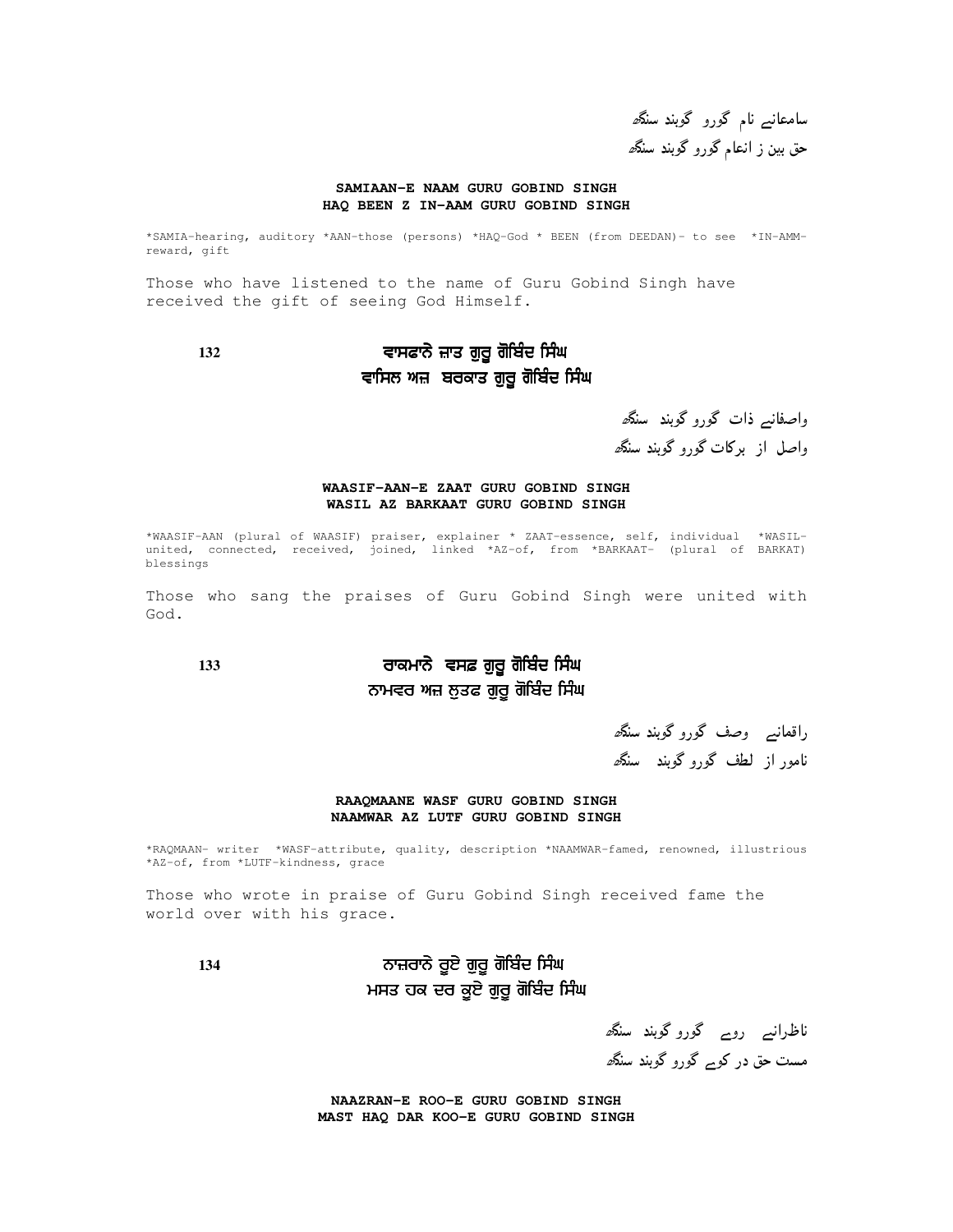سامعانے نام گورو گوبند سنگھ
حق بین ز انعام گورو گوبند سنگھ

**SAMIAAN-E NAAM GURU GOBIND SINGH**
**HAQ BEEN Z IN-AAM GURU GOBIND SINGH**

*SAMIA-hearing, auditory *AAN-those (persons) *HAQ-God * BEEN (from DEEDAN)- to see *IN-AMM-reward, gift

Those who have listened to the name of Guru Gobind Singh have received the gift of seeing God Himself.

132

ਵਾਸਫਾਨੇ ਜ਼ਾਤ ਗੁਰੂ ਗੋਬਿੰਦ ਸਿੰਘ
ਵਾਸਿਲ ਅਜ਼ ਬਰਕਾਤ ਗੁਰੂ ਗੋਬਿੰਦ ਸਿੰਘ

واصفانے ذات گورو گوبند سنگھ
واصل از برکات گورو گوبند سنگھ

**WAASIF-AAN-E ZAAT GURU GOBIND SINGH**
**WASIL AZ BARKAAT GURU GOBIND SINGH**

*WAASIF-AAN (plural of WAASIF) praiser, explainer * ZAAT-essence, self, individual *WASIL-united, connected, received, joined, linked *AZ-of, from *BARKAAT- (plural of BARKAT) blessings

Those who sang the praises of Guru Gobind Singh were united with God.

133

ਰਾਕਮਾਨੇ ਵਸਫ਼ ਗੁਰੂ ਗੋਬਿੰਦ ਸਿੰਘ
ਨਾਮਵਰ ਅਜ਼ ਲੁਤਫ ਗੁਰੂ ਗੋਬਿੰਦ ਸਿੰਘ

راقمانے وصف گورو گوبند سنگھ
نامور از لطف گورو گوبند سنگھ

**RAAQMAANE WASF GURU GOBIND SINGH**
**NAAMWAR AZ LUTF GURU GOBIND SINGH**

*RAQMAAN- writer *WASF-attribute, quality, description *NAAMWAR-famed, renowned, illustrious *AZ-of, from *LUTF-kindness, grace

Those who wrote in praise of Guru Gobind Singh received fame the world over with his grace.

134

ਨਾਜ਼ਰਾਨੇ ਰੂਏ ਗੁਰੂ ਗੋਬਿੰਦ ਸਿੰਘ
ਮਸਤ ਹਕ ਦਰ ਕੂਏ ਗੁਰੂ ਗੋਬਿੰਦ ਸਿੰਘ

ناظرانے روے گورو گوبند سنگھ
مست حق در کوے گورو گوبند سنگھ

**NAAZRAN-E ROO-E GURU GOBIND SINGH**
**MAST HAQ DAR KOO-E GURU GOBIND SINGH**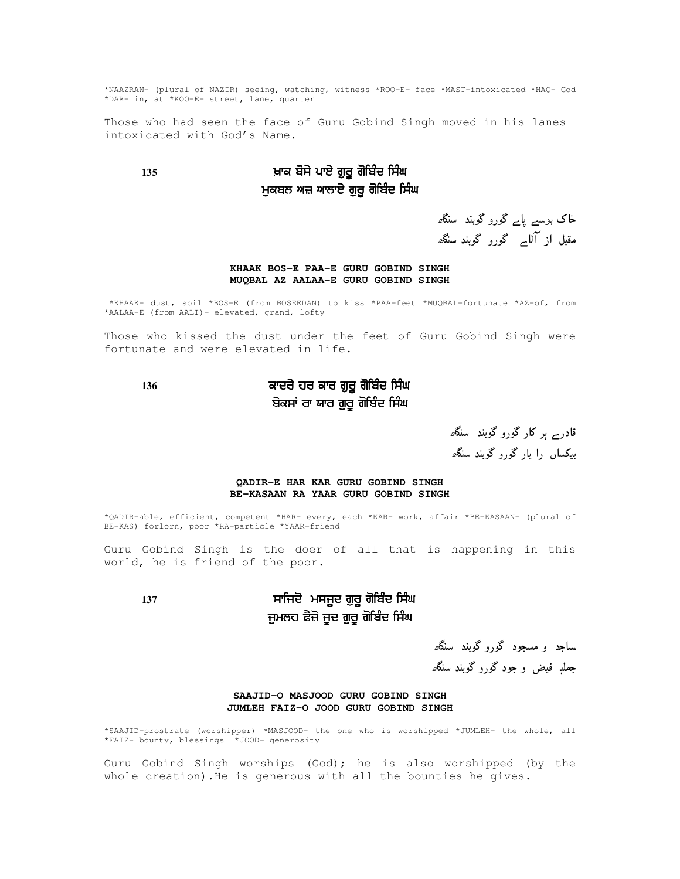*NAAZRAN- (plural of NAZIR) seeing, watching, witness *ROO-E- face *MAST-intoxicated *HAQ- God *DAR- in, at *KOO-E- street, lane, quarter

Those who had seen the face of Guru Gobind Singh moved in his lanes intoxicated with God's Name.

135

ਖ਼ਾਕ ਬੋਸੇ ਪਾਏ ਗੁਰੂ ਗੋਬਿੰਦ ਸਿੰਘ
ਮੁਕਬਲ ਅਜ਼ ਆਲਾਏ ਗੁਰੂ ਗੋਬਿੰਦ ਸਿੰਘ

خاک بوسے پاے گورو گوبند سنگھ
مقبل از آلاے گورو گوبند سنگھ

**KHAAK BOS-E PAA-E GURU GOBIND SINGH**
**MUQBAL AZ AALAA-E GURU GOBIND SINGH**

*KHAAK- dust, soil *BOS-E (from BOSEEDAN) to kiss *PAA-feet *MUQBAL-fortunate *AZ-of, from *AALAA-E (from AALI)- elevated, grand, lofty

Those who kissed the dust under the feet of Guru Gobind Singh were fortunate and were elevated in life.

136

ਕਾਦਰੇ ਹਰ ਕਾਰ ਗੁਰੂ ਗੋਬਿੰਦ ਸਿੰਘ
ਬੇਕਸਾਂ ਰਾ ਯਾਰ ਗੁਰੂ ਗੋਬਿੰਦ ਸਿੰਘ

قادرے ہر کار گورو گوبند سنگھ
بیکساں را یار گورو گوبند سنگھ

**QADIR-E HAR KAR GURU GOBIND SINGH**
**BE-KASAAN RA YAAR GURU GOBIND SINGH**

*QADIR-able, efficient, competent *HAR- every, each *KAR- work, affair *BE-KASAAN- (plural of BE-KAS) forlorn, poor *RA-particle *YAAR-friend

Guru Gobind Singh is the doer of all that is happening in this world, he is friend of the poor.

137

ਸਾਜਿਦੋ ਮਸਜੂਦ ਗੁਰੂ ਗੋਬਿੰਦ ਸਿੰਘ
ਜੁਮਲਹ ਫੈਜ਼ੋ ਜੂਦ ਗੁਰੂ ਗੋਬਿੰਦ ਸਿੰਘ

ساجد و مسجود گورو گوبند سنگھ
جملہ فیض و جود گورو گوبند سنگھ

**SAAJID-O MASJOOD GURU GOBIND SINGH**
**JUMLEH FAIZ-O JOOD GURU GOBIND SINGH**

*SAAJID-prostrate (worshipper) *MASJOOD- the one who is worshipped *JUMLEH- the whole, all *FAIZ- bounty, blessings *JOOD- generosity

Guru Gobind Singh worships (God); he is also worshipped (by the whole creation).He is generous with all the bounties he gives.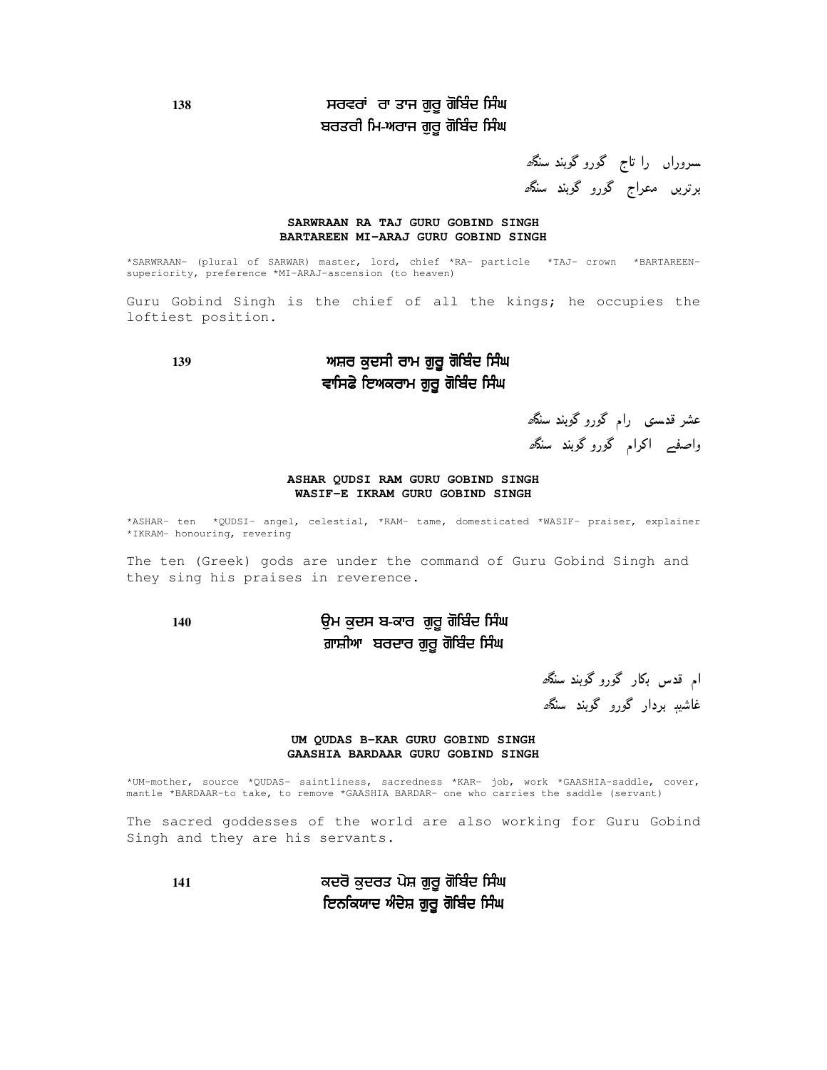138

ਸਰਵਰਾਂ ਰਾ ਤਾਜ ਗੁਰੂ ਗੋਬਿੰਦ ਸਿੰਘ
ਬਰਤਰੀ ਮਿ-ਅਰਾਜ ਗੁਰੂ ਗੋਬਿੰਦ ਸਿੰਘ

سروراں را تاج گورو گوبند سنگھ
برتریں معراج گورو گوبند سنگھ

**SARWRAAN RA TAJ GURU GOBIND SINGH**
**BARTAREEN MI-ARAJ GURU GOBIND SINGH**

*SARWRAAN- (plural of SARWAR) master, lord, chief *RA- particle *TAJ- crown *BARTAREEN- superiority, preference *MI-ARAJ-ascension (to heaven)

Guru Gobind Singh is the chief of all the kings; he occupies the loftiest position.

139

ਅਸ਼ਰ ਕੁਦਸੀ ਰਾਮ ਗੁਰੂ ਗੋਬਿੰਦ ਸਿੰਘ
ਵਾਸਿਫੇ ਇਅਕਰਾਮ ਗੁਰੂ ਗੋਬਿੰਦ ਸਿੰਘ

عشر قدسی رام گورو گوبند سنگھ
واصفے اکرام گورو گوبند سنگھ

**ASHAR QUDSI RAM GURU GOBIND SINGH**
**WASIF-E IKRAM GURU GOBIND SINGH**

*ASHAR- ten *QUDSI- angel, celestial, *RAM- tame, domesticated *WASIF- praiser, explainer *IKRAM- honouring, revering

The ten (Greek) gods are under the command of Guru Gobind Singh and they sing his praises in reverence.

140

ਉਮ ਕੁਦਸ ਬ-ਕਾਰ ਗੁਰੂ ਗੋਬਿੰਦ ਸਿੰਘ
ਗ਼ਾਸ਼ੀਆ ਬਰਦਾਰ ਗੁਰੂ ਗੋਬਿੰਦ ਸਿੰਘ

ام قدس بکار گورو گوبند سنگھ
غاشیہ بردار گورو گوبند سنگھ

**UM QUDAS B-KAR GURU GOBIND SINGH**
**GAASHIA BARDAAR GURU GOBIND SINGH**

*UM-mother, source *QUDAS- saintliness, sacredness *KAR- job, work *GAASHIA-saddle, cover, mantle *BARDAAR-to take, to remove *GAASHIA BARDAR- one who carries the saddle (servant)

The sacred goddesses of the world are also working for Guru Gobind Singh and they are his servants.

141

ਕਦਰੋ ਕੁਦਰਤ ਪੇਸ਼ ਗੁਰੂ ਗੋਬਿੰਦ ਸਿੰਘ
ਇਨਕਿਯਾਦ ਅੰਦੇਸ਼ ਗੁਰੂ ਗੋਬਿੰਦ ਸਿੰਘ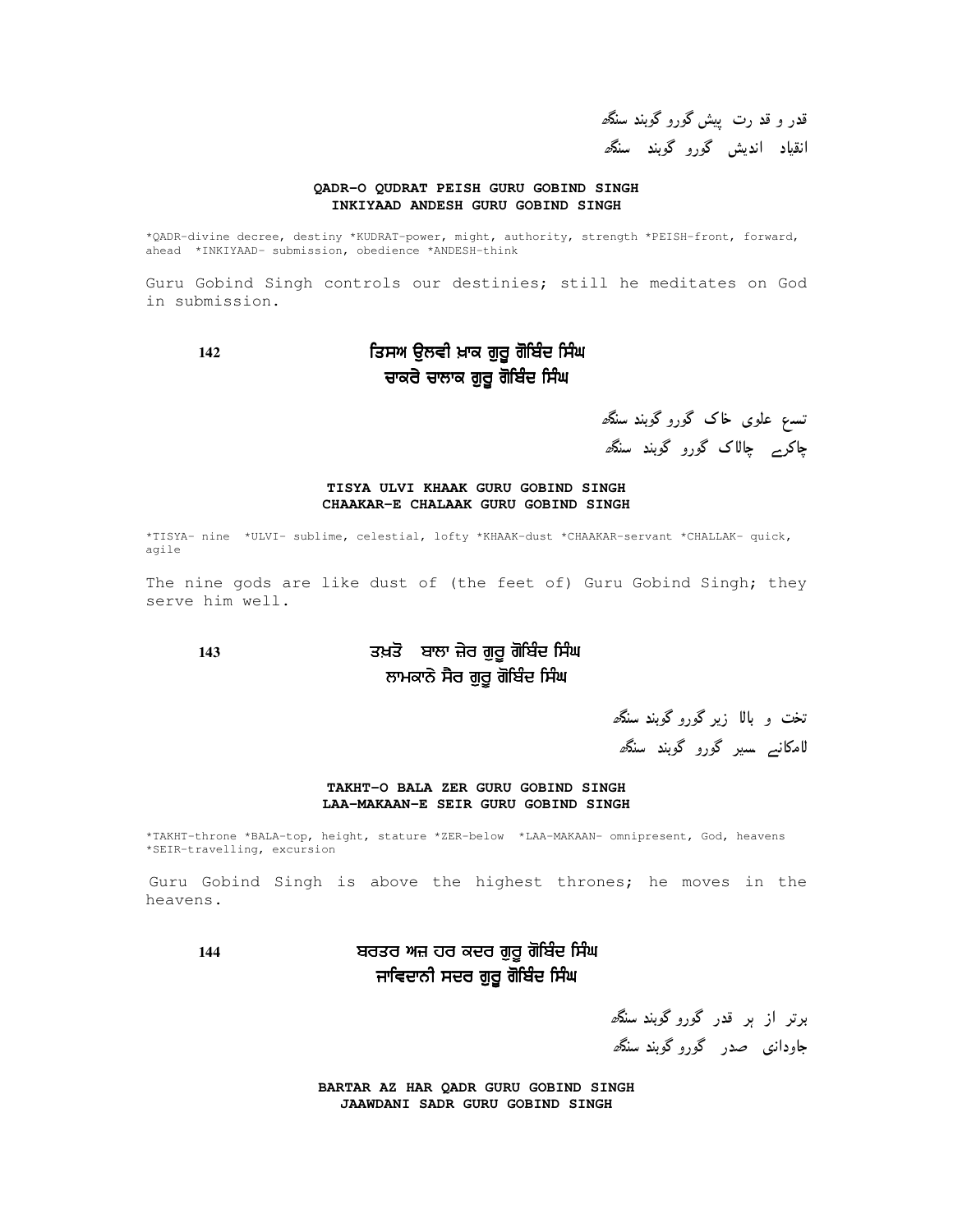قدر و قد رت پیش گورو گوبند سنگھ
انقیاد اندیش گورو گوبند سنگھ

**QADR-O QUDRAT PEISH GURU GOBIND SINGH**
**INKIYAAD ANDESH GURU GOBIND SINGH**

*QADR-divine decree, destiny *KUDRAT-power, might, authority, strength *PEISH-front, forward, ahead *INKIYAAD- submission, obedience *ANDESH-think

Guru Gobind Singh controls our destinies; still he meditates on God in submission.

142

ਤਿਸਅ ਉਲਵੀ ਖ਼ਾਕ ਗੁਰੂ ਗੋਬਿੰਦ ਸਿੰਘ
ਚਾਕਰੇ ਚਾਲਾਕ ਗੁਰੂ ਗੋਬਿੰਦ ਸਿੰਘ

تسع علوی خاک گورو گوبند سنگھ
چاکرے چالاک گورو گوبند سنگھ

**TISYA ULVI KHAAK GURU GOBIND SINGH**
**CHAAKAR-E CHALAAK GURU GOBIND SINGH**

*TISYA- nine *ULVI- sublime, celestial, lofty *KHAAK-dust *CHAAKAR-servant *CHALLAK- quick, agile

The nine gods are like dust of (the feet of) Guru Gobind Singh; they serve him well.

143

ਤਖ਼ਤੋ ਬਾਲਾ ਜ਼ੇਰ ਗੁਰੂ ਗੋਬਿੰਦ ਸਿੰਘ
ਲਾਮਕਾਨੇ ਸੈਰ ਗੁਰੂ ਗੋਬਿੰਦ ਸਿੰਘ

تخت و بالا زیر گورو گوبند سنگھ
لامکانے سیر گورو گوبند سنگھ

**TAKHT-O BALA ZER GURU GOBIND SINGH**
**LAA-MAKAAN-E SEIR GURU GOBIND SINGH**

*TAKHT-throne *BALA-top, height, stature *ZER-below *LAA-MAKAAN- omnipresent, God, heavens *SEIR-travelling, excursion

Guru Gobind Singh is above the highest thrones; he moves in the heavens.

144

ਬਰਤਰ ਅਜ਼ ਹਰ ਕਦਰ ਗੁਰੂ ਗੋਬਿੰਦ ਸਿੰਘ
ਜਾਵਿਦਾਨੀ ਸਦਰ ਗੁਰੂ ਗੋਬਿੰਦ ਸਿੰਘ

برتر از ہر قدر گورو گوبند سنگھ
جاودانی صدر گورو گوبند سنگھ

**BARTAR AZ HAR QADR GURU GOBIND SINGH**
**JAAWDANI SADR GURU GOBIND SINGH**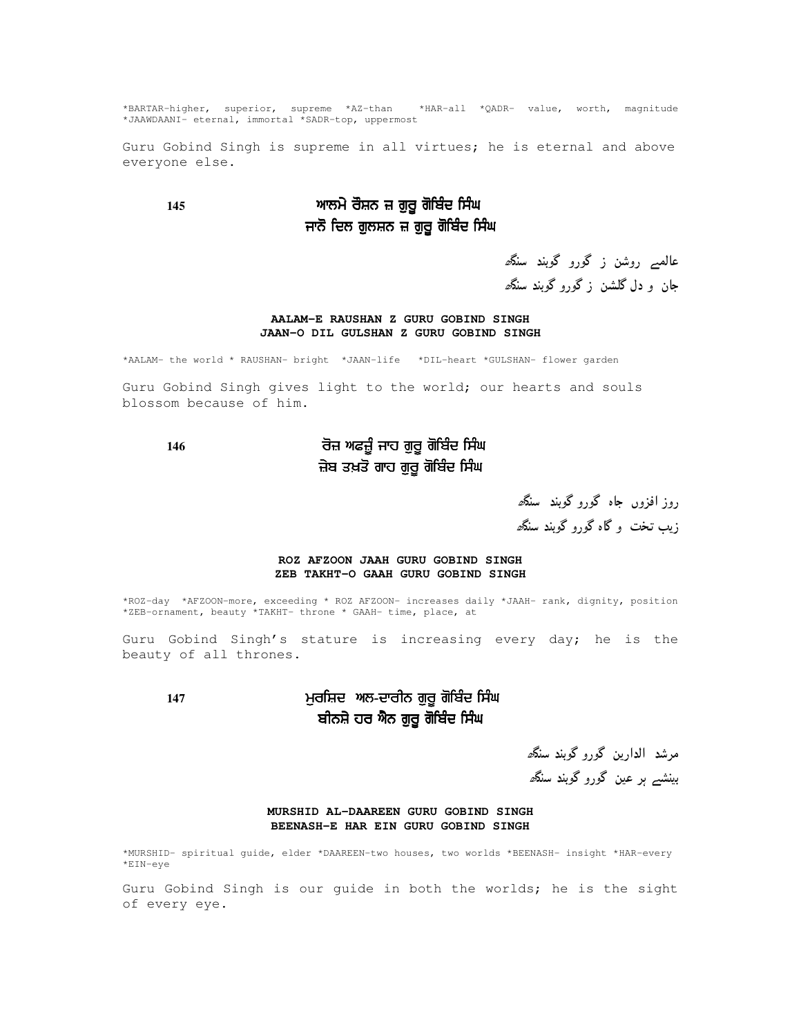*BARTAR-higher, superior, supreme *AZ-than *HAR-all *QADR- value, worth, magnitude *JAAWDAANI- eternal, immortal *SADR-top, uppermost

Guru Gobind Singh is supreme in all virtues; he is eternal and above everyone else.

145

ਆਲਮੇ ਰੌਸ਼ਨ ਜ਼ ਗੁਰੂ ਗੋਬਿੰਦ ਸਿੰਘ
ਜਾਨੋ ਦਿਲ ਗੁਲਸ਼ਨ ਜ਼ ਗੁਰੂ ਗੋਬਿੰਦ ਸਿੰਘ

عالمے روشن ز گورو گوبند سنگھ
جان و دل گلشن ز گورو گوبند سنگھ

**AALAM-E RAUSHAN Z GURU GOBIND SINGH**
**JAAN-O DIL GULSHAN Z GURU GOBIND SINGH**

*AALAM- the world * RAUSHAN- bright *JAAN-life *DIL-heart *GULSHAN- flower garden

Guru Gobind Singh gives light to the world; our hearts and souls blossom because of him.

146

ਰੋਜ਼ ਅਫਜ਼ੂੰ ਜਾਹ ਗੁਰੂ ਗੋਬਿੰਦ ਸਿੰਘ
ਜ਼ੇਬ ਤਖ਼ਤੋ ਗਾਹ ਗੁਰੂ ਗੋਬਿੰਦ ਸਿੰਘ

روز افزوں جاہ گورو گوبند سنگھ
زیب تخت و گاہ گورو گوبند سنگھ

**ROZ AFZOON JAAH GURU GOBIND SINGH**
**ZEB TAKHT-O GAAH GURU GOBIND SINGH**

*ROZ-day *AFZOON-more, exceeding * ROZ AFZOON- increases daily *JAAH- rank, dignity, position *ZEB-ornament, beauty *TAKHT- throne * GAAH- time, place, at

Guru Gobind Singh's stature is increasing every day; he is the beauty of all thrones.

147

ਮੁਰਸ਼ਿਦ ਅਲ-ਦਾਰੀਨ ਗੁਰੂ ਗੋਬਿੰਦ ਸਿੰਘ
ਬੀਨਸ਼ੇ ਹਰ ਐਨ ਗੁਰੂ ਗੋਬਿੰਦ ਸਿੰਘ

مرشد الدارین گورو گوبند سنگھ
بینشے ہر عین گورو گوبند سنگھ

**MURSHID AL-DAAREEN GURU GOBIND SINGH**
**BEENASH-E HAR EIN GURU GOBIND SINGH**

*MURSHID- spiritual guide, elder *DAAREEN-two houses, two worlds *BEENASH- insight *HAR-every *EIN-eye

Guru Gobind Singh is our guide in both the worlds; he is the sight of every eye.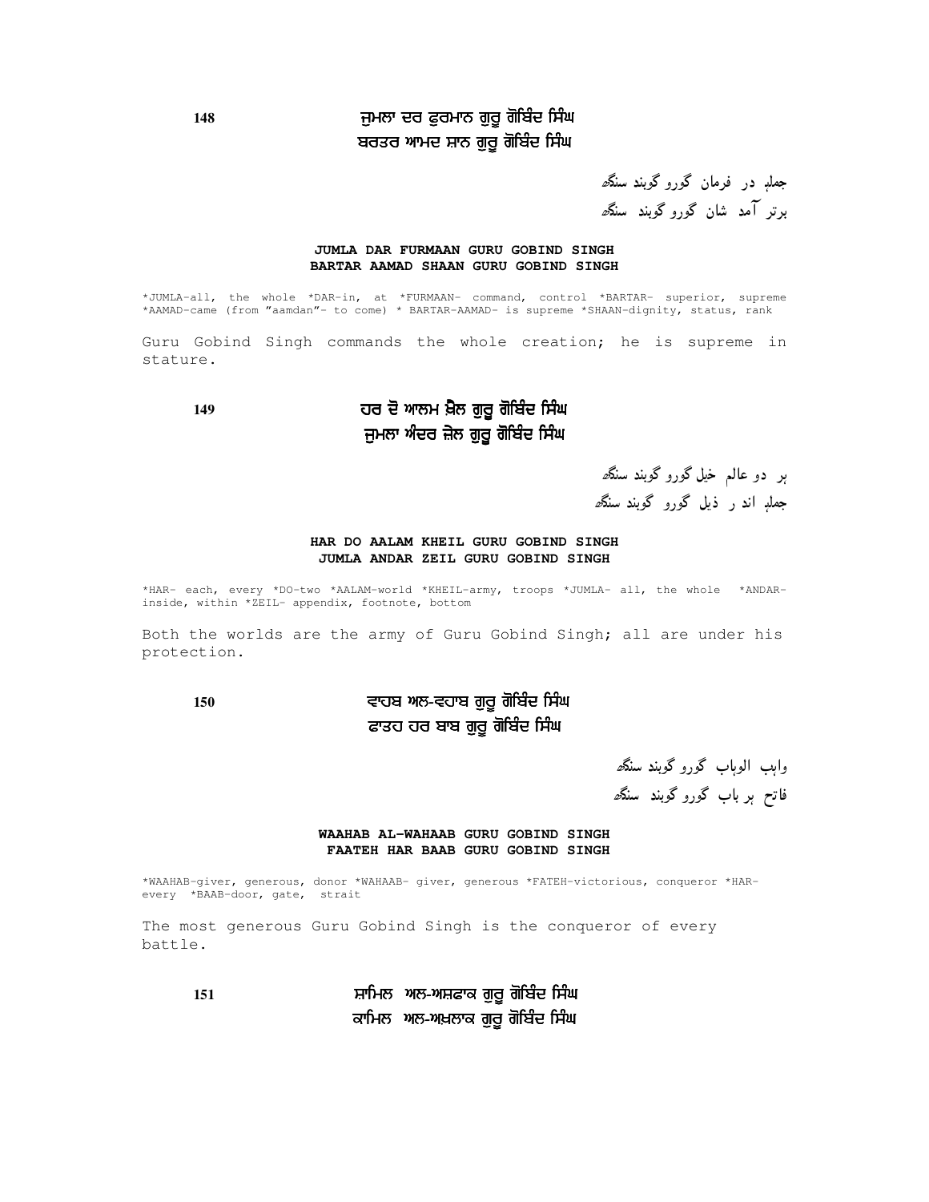148

ਜੁਮਲਾ ਦਰ ਫੁਰਮਾਨ ਗੁਰੂ ਗੋਬਿੰਦ ਸਿੰਘ
ਬਰਤਰ ਆਮਦ ਸ਼ਾਨ ਗੁਰੂ ਗੋਬਿੰਦ ਸਿੰਘ

جملہ در فرمان گورو گوبند سنگھ
برتر آمد شان گورو گوبند سنگھ

**JUMLA DAR FURMAAN GURU GOBIND SINGH**
**BARTAR AAMAD SHAAN GURU GOBIND SINGH**

*JUMLA-all, the whole *DAR-in, at *FURMAAN- command, control *BARTAR- superior, supreme *AAMAD-came (from "aamdan"- to come) * BARTAR-AAMAD- is supreme *SHAAN-dignity, status, rank

Guru Gobind Singh commands the whole creation; he is supreme in stature.

149

ਹਰ ਦੋ ਆਲਮ ਖ਼ੈਲ ਗੁਰੂ ਗੋਬਿੰਦ ਸਿੰਘ
ਜੁਮਲਾ ਅੰਦਰ ਜ਼ੇਲ ਗੁਰੂ ਗੋਬਿੰਦ ਸਿੰਘ

ہر دو عالم خیل گورو گوبند سنگھ
جملہ اند ر ذیل گورو گوبند سنگھ

**HAR DO AALAM KHEIL GURU GOBIND SINGH**
**JUMLA ANDAR ZEIL GURU GOBIND SINGH**

*HAR- each, every *DO-two *AALAM-world *KHEIL-army, troops *JUMLA- all, the whole *ANDAR-inside, within *ZEIL- appendix, footnote, bottom

Both the worlds are the army of Guru Gobind Singh; all are under his protection.

150

ਵਾਹਬ ਅਲ-ਵਹਾਬ ਗੁਰੂ ਗੋਬਿੰਦ ਸਿੰਘ
ਫਾਤਹ ਹਰ ਬਾਬ ਗੁਰੂ ਗੋਬਿੰਦ ਸਿੰਘ

واہب الوہاب گورو گوبند سنگھ
فاتح ہر باب گورو گوبند سنگھ

**WAAHAB AL-WAHAAB GURU GOBIND SINGH**
**FAATEH HAR BAAB GURU GOBIND SINGH**

*WAAHAB-giver, generous, donor *WAHAAB- giver, generous *FATEH-victorious, conqueror *HAR-every *BAAB-door, gate, strait

The most generous Guru Gobind Singh is the conqueror of every battle.

151

ਸ਼ਾਮਿਲ ਅਲ-ਅਸ਼ਫਾਕ ਗੁਰੂ ਗੋਬਿੰਦ ਸਿੰਘ
ਕਾਮਿਲ ਅਲ-ਅਖ਼ਲਾਕ ਗੁਰੂ ਗੋਬਿੰਦ ਸਿੰਘ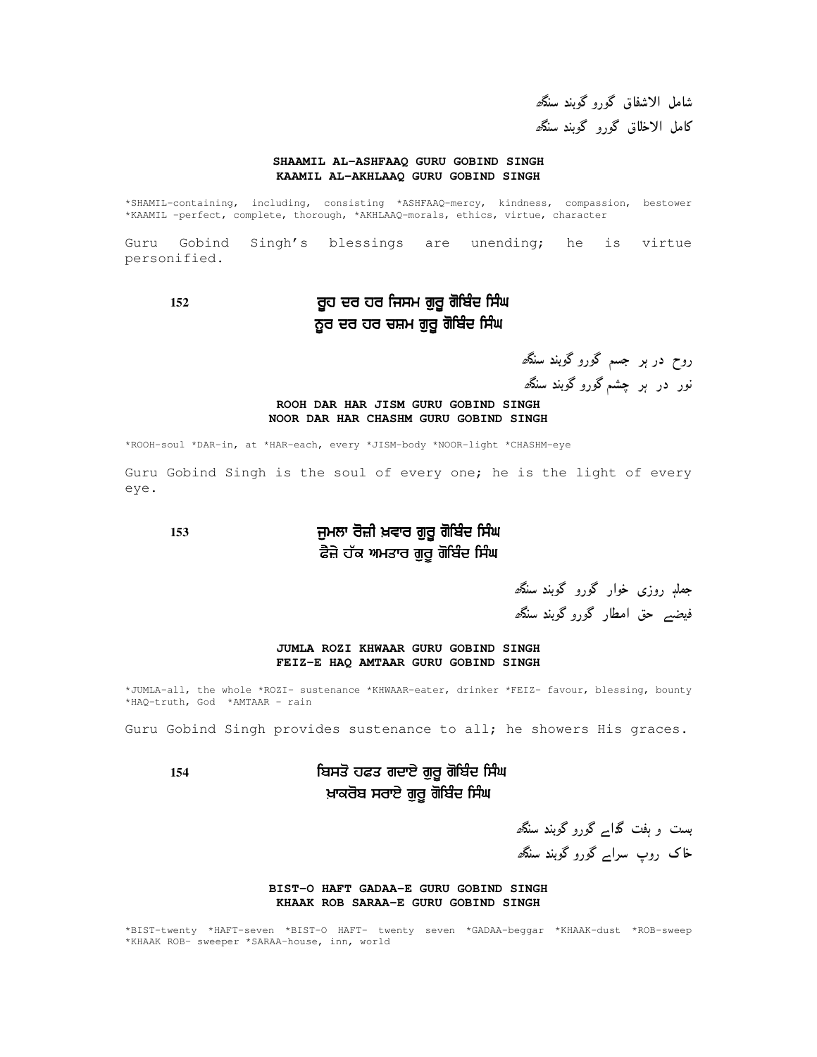شامل الاشفاق گورو گوبند سنگھ
کامل الاخلاق گورو گوبند سنگھ

**SHAAMIL AL-ASHFAAQ GURU GOBIND SINGH**
**KAAMIL AL-AKHLAAQ GURU GOBIND SINGH**

*SHAMIL-containing, including, consisting *ASHFAAQ-mercy, kindness, compassion, bestower *KAAMIL -perfect, complete, thorough, *AKHLAAQ-morals, ethics, virtue, character

Guru Gobind Singh's blessings are unending; he is virtue personified.

**152**

**ਰੂਹ ਦਰ ਹਰ ਜਿਸਮ ਗੁਰੂ ਗੋਬਿੰਦ ਸਿੰਘ**
**ਨੂਰ ਦਰ ਹਰ ਚਸ਼ਮ ਗੁਰੂ ਗੋਬਿੰਦ ਸਿੰਘ**

روح در ہر جسم گورو گوبند سنگھ
نور در ہر چشم گورو گوبند سنگھ

**ROOH DAR HAR JISM GURU GOBIND SINGH**
**NOOR DAR HAR CHASHM GURU GOBIND SINGH**

*ROOH-soul *DAR-in, at *HAR-each, every *JISM-body *NOOR-light *CHASHM-eye

Guru Gobind Singh is the soul of every one; he is the light of every eye.

**153**

**ਜੁਮਲਾ ਰੋਜ਼ੀ ਖ਼ਵਾਰ ਗੁਰੂ ਗੋਬਿੰਦ ਸਿੰਘ**
**ਫ਼ੈਜ਼ੇ ਹੱਕ ਅਮਤਾਰ ਗੁਰੂ ਗੋਬਿੰਦ ਸਿੰਘ**

جملہ روزی خوار گورو گوبند سنگھ
فیضے حق امطار گورو گوبند سنگھ

**JUMLA ROZI KHWAAR GURU GOBIND SINGH**
**FEIZ-E HAQ AMTAAR GURU GOBIND SINGH**

*JUMLA-all, the whole *ROZI- sustenance *KHWAAR-eater, drinker *FEIZ- favour, blessing, bounty *HAQ-truth, God *AMTAAR - rain

Guru Gobind Singh provides sustenance to all; he showers His graces.

**154**

**ਬਿਸਤੋ ਹਫਤ ਗਦਾਏ ਗੁਰੂ ਗੋਬਿੰਦ ਸਿੰਘ**
**ਖ਼ਾਕਰੋਬ ਸਰਾਏ ਗੁਰੂ ਗੋਬਿੰਦ ਸਿੰਘ**

بست و ہفت گداے گورو گوبند سنگھ
خاک روپ سراے گورو گوبند سنگھ

**BIST-O HAFT GADAA-E GURU GOBIND SINGH**
**KHAAK ROB SARAA-E GURU GOBIND SINGH**

*BIST-twenty *HAFT-seven *BIST-O HAFT- twenty seven *GADAA-beggar *KHAAK-dust *ROB-sweep *KHAAK ROB- sweeper *SARAA-house, inn, world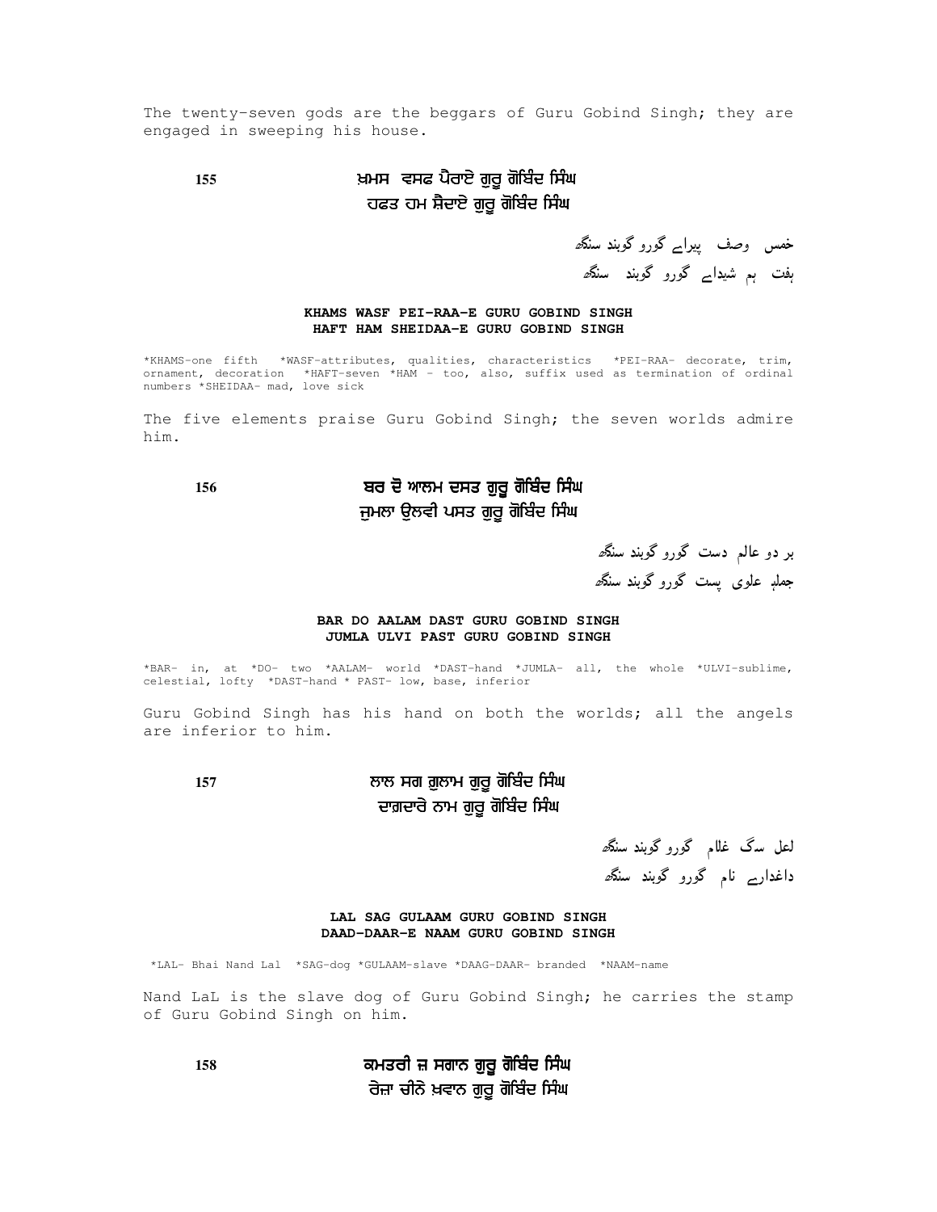The twenty-seven gods are the beggars of Guru Gobind Singh; they are engaged in sweeping his house.

155

ਖ਼ਮਸ ਵਸਫ ਪੈਰਾਏ ਗੁਰੂ ਗੋਬਿੰਦ ਸਿੰਘ
ਹਫਤ ਹਮ ਸ਼ੈਦਾਏ ਗੁਰੂ ਗੋਬਿੰਦ ਸਿੰਘ

خمس وصف پیرایے گورو گوبند سنگھ
ہفت ہم شیدایے گورو گوبند سنگھ

**KHAMS WASF PEI-RAA-E GURU GOBIND SINGH**
**HAFT HAM SHEIDAA-E GURU GOBIND SINGH**

*KHAMS-one fifth *WASF-attributes, qualities, characteristics *PEI-RAA- decorate, trim, ornament, decoration *HAFT-seven *HAM - too, also, suffix used as termination of ordinal numbers *SHEIDAA- mad, love sick

The five elements praise Guru Gobind Singh; the seven worlds admire him.

156

ਬਰ ਦੋ ਆਲਮ ਦਸਤ ਗੁਰੂ ਗੋਬਿੰਦ ਸਿੰਘ
ਜੁਮਲਾ ਉਲਵੀ ਪਸਤ ਗੁਰੂ ਗੋਬਿੰਦ ਸਿੰਘ

بر دو عالم دست گورو گوبند سنگھ
جملہ علوی پست گورو گوبند سنگھ

**BAR DO AALAM DAST GURU GOBIND SINGH**
**JUMLA ULVI PAST GURU GOBIND SINGH**

*BAR- in, at *DO- two *AALAM- world *DAST-hand *JUMLA- all, the whole *ULVI-sublime, celestial, lofty *DAST-hand * PAST- low, base, inferior

Guru Gobind Singh has his hand on both the worlds; all the angels are inferior to him.

157

ਲਾਲ ਸਗ ਗੁਲਾਮ ਗੁਰੂ ਗੋਬਿੰਦ ਸਿੰਘ
ਦਾਗ਼ਦਾਰੇ ਨਾਮ ਗੁਰੂ ਗੋਬਿੰਦ ਸਿੰਘ

لعل سگ غلام گورو گوبند سنگھ
داغدارے نام گورو گوبند سنگھ

**LAL SAG GULAAM GURU GOBIND SINGH**
**DAAD-DAAR-E NAAM GURU GOBIND SINGH**

*LAL- Bhai Nand Lal *SAG-dog *GULAAM-slave *DAAG-DAAR- branded *NAAM-name

Nand LaL is the slave dog of Guru Gobind Singh; he carries the stamp of Guru Gobind Singh on him.

158

ਕਮਤਰੀ ਜ਼ ਸਗਾਨ ਗੁਰੂ ਗੋਬਿੰਦ ਸਿੰਘ
ਰੇਜ਼ਾ ਚੀਨੇ ਖ਼ਵਾਨ ਗੁਰੂ ਗੋਬਿੰਦ ਸਿੰਘ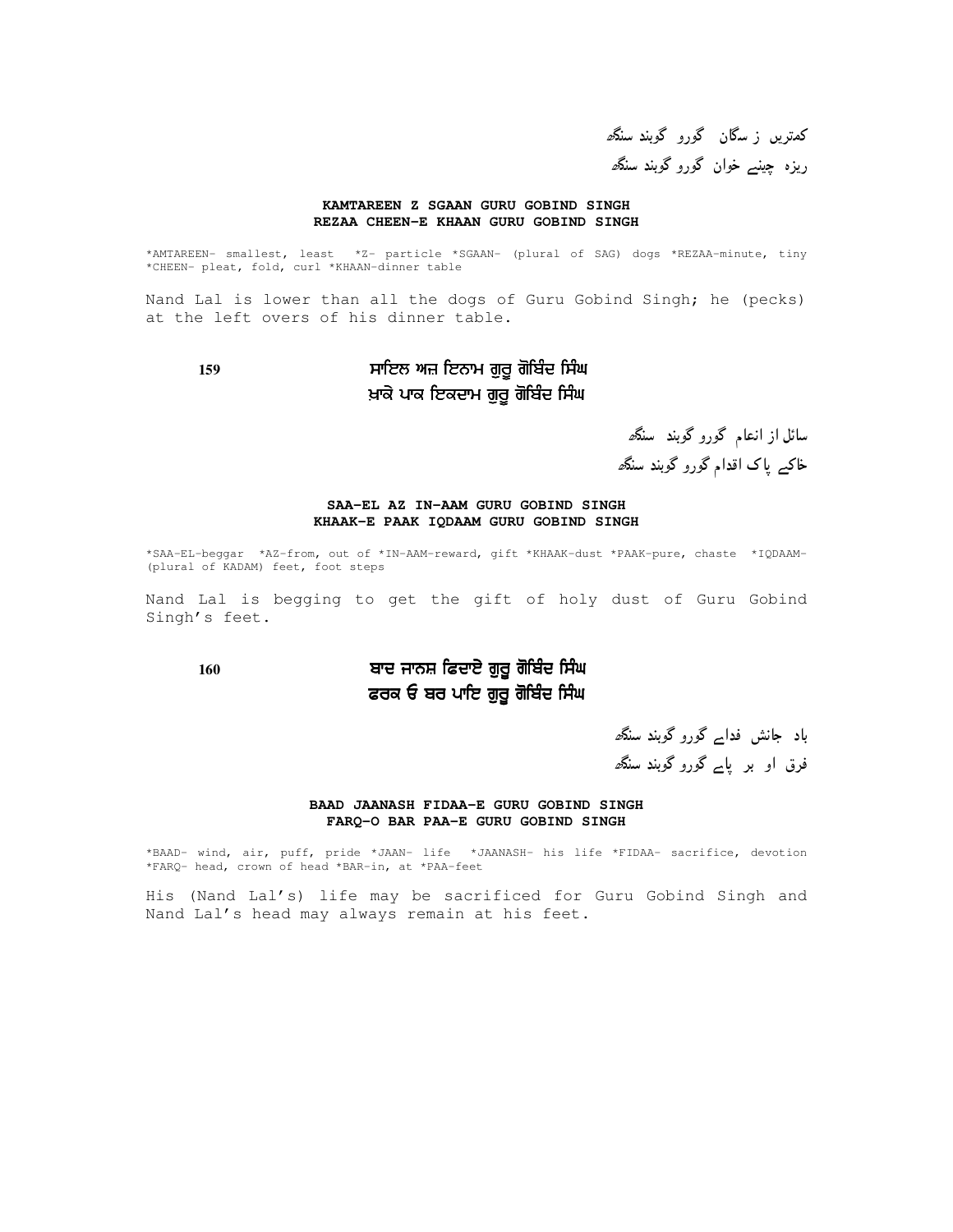کمترین ز سگان گورو گوبند سنگھ
ریزه چینے خوان گورو گوبند سنگھ

**KAMTAREEN Z SGAAN GURU GOBIND SINGH**
**REZAA CHEEN-E KHAAN GURU GOBIND SINGH**

*AMTAREEN- smallest, least *Z- particle *SGAAN- (plural of SAG) dogs *REZAA-minute, tiny *CHEEN- pleat, fold, curl *KHAAN-dinner table

Nand Lal is lower than all the dogs of Guru Gobind Singh; he (pecks) at the left overs of his dinner table.

159

ਸਾਇਲ ਅਜ਼ ਇਨਾਮ ਗੁਰੂ ਗੋਬਿੰਦ ਸਿੰਘ
ਖ਼ਾਕੇ ਪਾਕ ਇਕਦਾਮ ਗੁਰੂ ਗੋਬਿੰਦ ਸਿੰਘ

سائل از انعام گورو گوبند سنگھ
خاکے پاک اقدام گورو گوبند سنگھ

**SAA-EL AZ IN-AAM GURU GOBIND SINGH**
**KHAAK-E PAAK IQDAAM GURU GOBIND SINGH**

*SAA-EL-beggar *AZ-from, out of *IN-AAM-reward, gift *KHAAK-dust *PAAK-pure, chaste *IQDAAM-(plural of KADAM) feet, foot steps

Nand Lal is begging to get the gift of holy dust of Guru Gobind Singh's feet.

160

ਬਾਦ ਜਾਨਸ਼ ਫਿਦਾਏ ਗੁਰੂ ਗੋਬਿੰਦ ਸਿੰਘ
ਫਰਕ ਓ ਬਰ ਪਾਇ ਗੁਰੂ ਗੋਬਿੰਦ ਸਿੰਘ

باد جانش فدائے گورو گوبند سنگھ
فرق او بر پائے گورو گوبند سنگھ

**BAAD JAANASH FIDAA-E GURU GOBIND SINGH**
**FARQ-O BAR PAA-E GURU GOBIND SINGH**

*BAAD- wind, air, puff, pride *JAAN- life *JAANASH- his life *FIDAA- sacrifice, devotion *FARQ- head, crown of head *BAR-in, at *PAA-feet

His (Nand Lal's) life may be sacrificed for Guru Gobind Singh and Nand Lal's head may always remain at his feet.